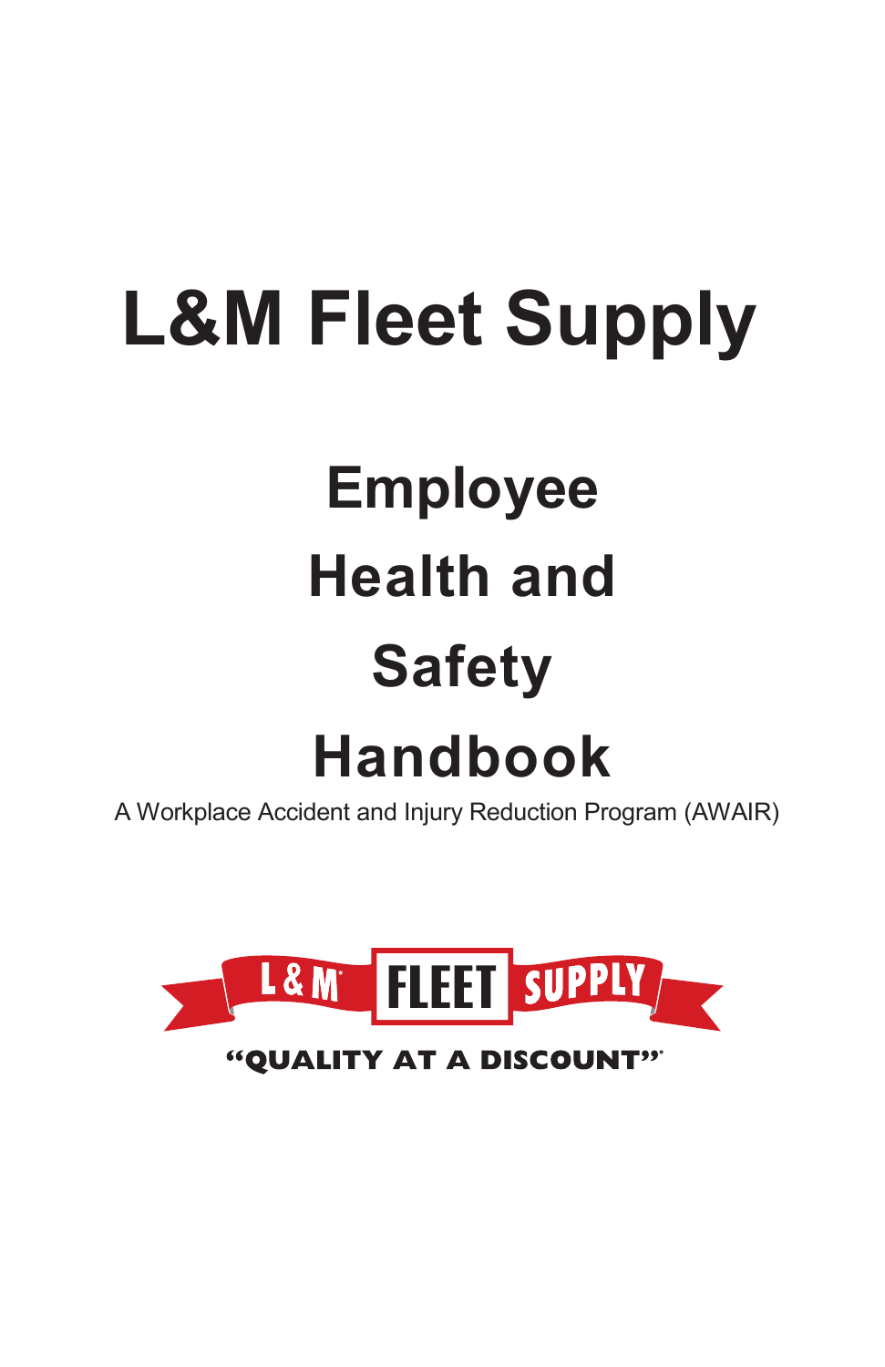# L&M Fleet Supply

## Employee Health and Safety Handbook

A Workplace Accident and Injury Reduction Program (AWAIR)

L&M FLEET SUPPLY

"QUALITY AT A DISCOUNT"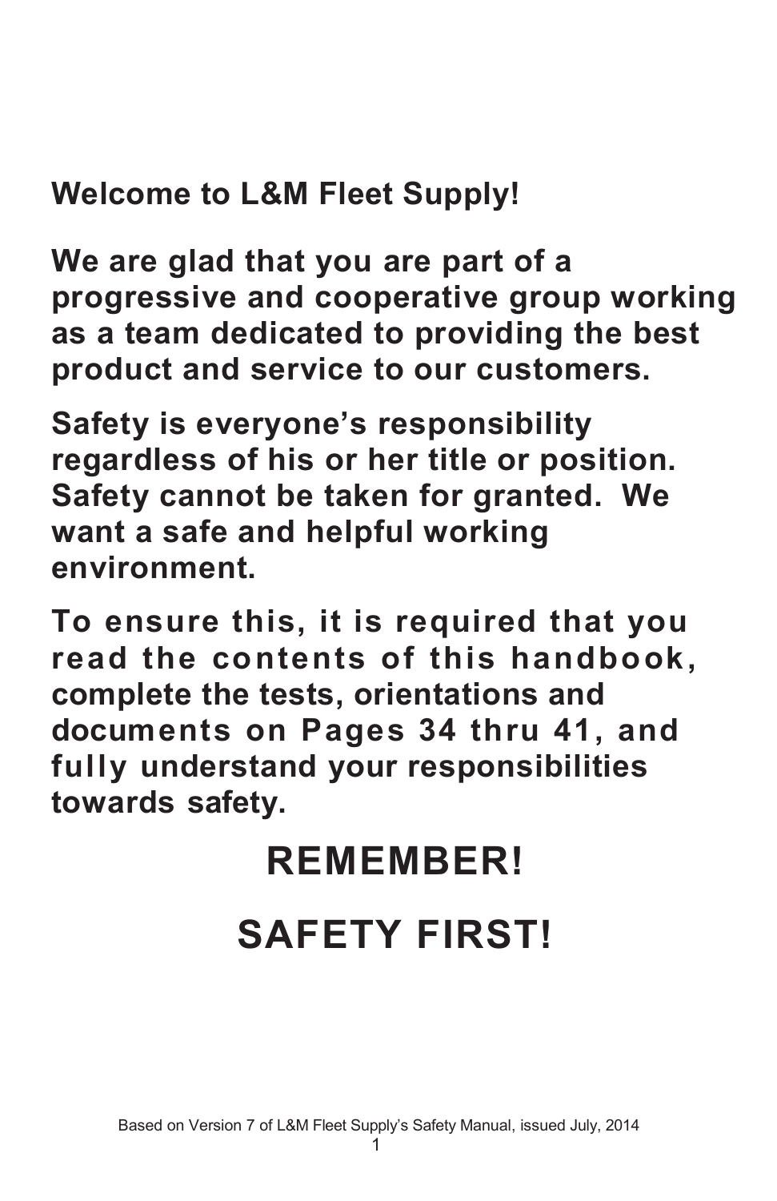**Welcome to L&M Fleet Supply!**

**We are glad that you are part of a progressive and cooperative group working as a team dedicated to providing the best product and service to our customers.**

**Safety is everyone's responsibility regardless of his or her title or position. Safety cannot be taken for granted. We want a safe and helpful working environment.**

**To ensure this, it is required that you read the contents of this handbook, complete the tests, orientations and documents on Pages 34 thru 41, and fully understand your responsibilities towards safety.**

# REMEMBER!

# SAFETY FIRST!

Based on Version 7 of L&M Fleet Supply's Safety Manual, issued July, 2014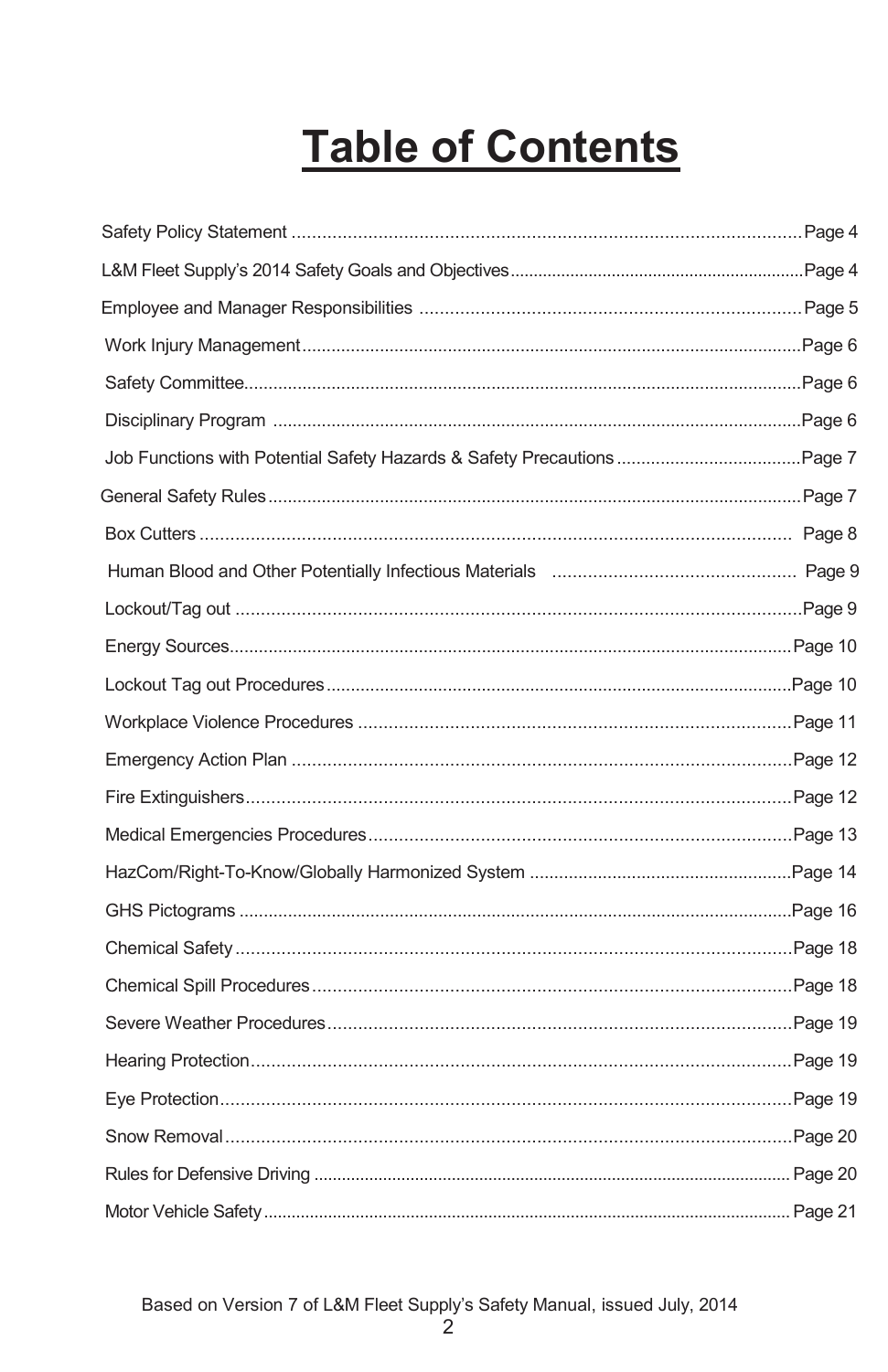# Table of Contents

Safety Policy Statement ........ Page 4

L&M Fleet Supply's 2014 Safety Goals and Objectives ........ Page 4

Employee and Manager Responsibilities ........ Page 5

Work Injury Management ........ Page 6

Safety Committee ........ Page 6

Disciplinary Program ........ Page 6

Job Functions with Potential Safety Hazards & Safety Precautions ........ Page 7

General Safety Rules ........ Page 7

Box Cutters ........ Page 8

Human Blood and Other Potentially Infectious Materials ........ Page 9

Lockout/Tag out ........ Page 9

Energy Sources ........ Page 10

Lockout Tag out Procedures ........ Page 10

Workplace Violence Procedures ........ Page 11

Emergency Action Plan ........ Page 12

Fire Extinguishers ........ Page 12

Medical Emergencies Procedures ........ Page 13

HazCom/Right-To-Know/Globally Harmonized System ........ Page 14

GHS Pictograms ........ Page 16

Chemical Safety ........ Page 18

Chemical Spill Procedures ........ Page 18

Severe Weather Procedures ........ Page 19

Hearing Protection ........ Page 19

Eye Protection ........ Page 19

Snow Removal ........ Page 20

Rules for Defensive Driving ........ Page 20

Motor Vehicle Safety ........ Page 21

Based on Version 7 of L&M Fleet Supply's Safety Manual, issued July, 2014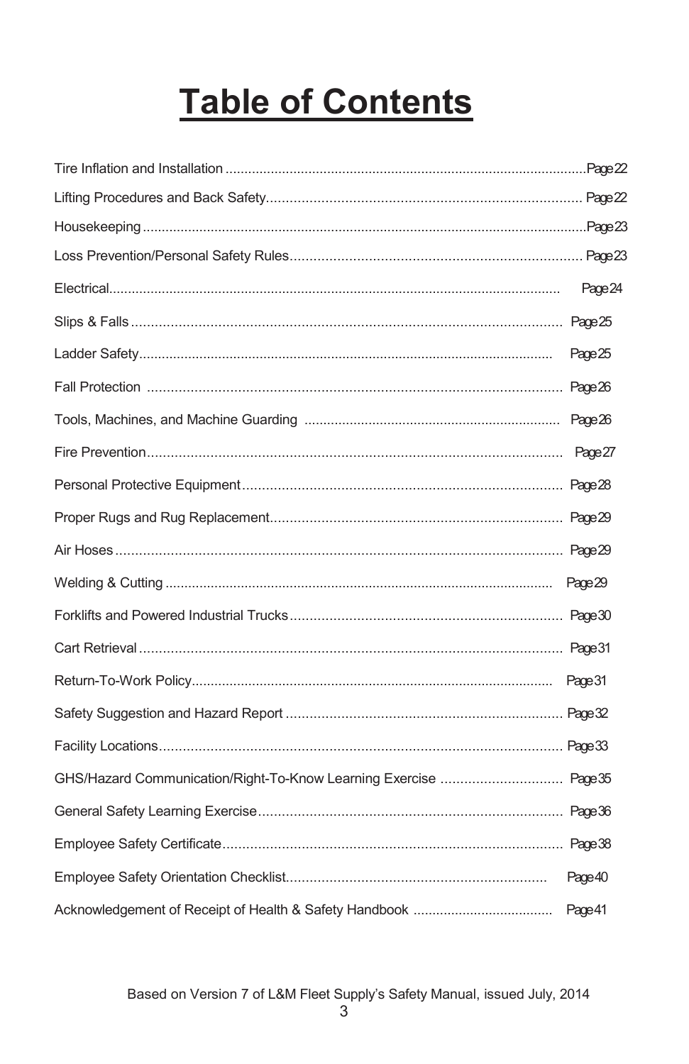# Table of Contents

| | |
|---|---|
| Tire Inflation and Installation | Page 22 |
| Lifting Procedures and Back Safety | Page 22 |
| Housekeeping | Page 23 |
| Loss Prevention/Personal Safety Rules | Page 23 |
| Electrical | Page 24 |
| Slips & Falls | Page 25 |
| Ladder Safety | Page 25 |
| Fall Protection | Page 26 |
| Tools, Machines, and Machine Guarding | Page 26 |
| Fire Prevention | Page 27 |
| Personal Protective Equipment | Page 28 |
| Proper Rugs and Rug Replacement | Page 29 |
| Air Hoses | Page 29 |
| Welding & Cutting | Page 29 |
| Forklifts and Powered Industrial Trucks | Page 30 |
| Cart Retrieval | Page 31 |
| Return-To-Work Policy | Page 31 |
| Safety Suggestion and Hazard Report | Page 32 |
| Facility Locations | Page 33 |
| GHS/Hazard Communication/Right-To-Know Learning Exercise | Page 35 |
| General Safety Learning Exercise | Page 36 |
| Employee Safety Certificate | Page 38 |
| Employee Safety Orientation Checklist | Page 40 |
| Acknowledgement of Receipt of Health & Safety Handbook | Page 41 |

Based on Version 7 of L&M Fleet Supply's Safety Manual, issued July, 2014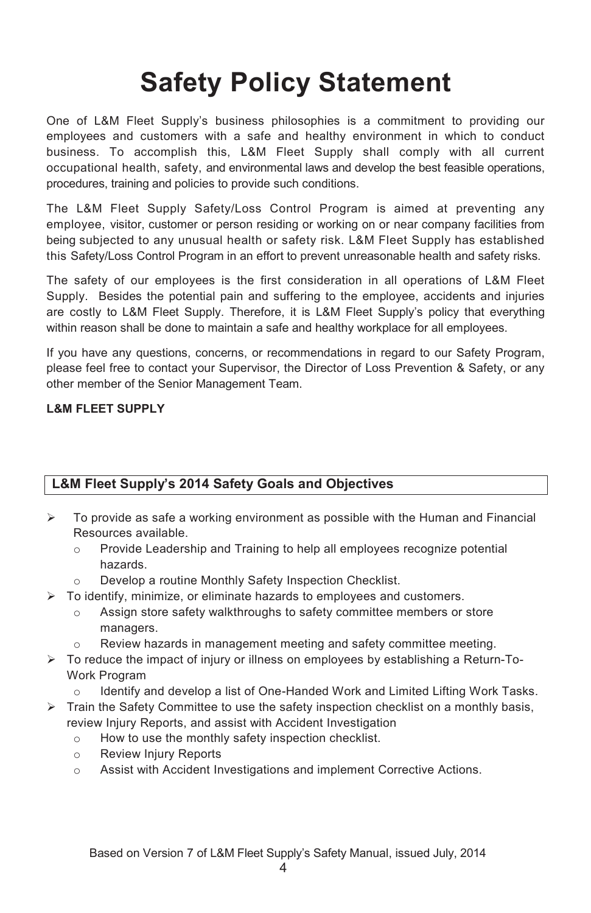# Safety Policy Statement

One of L&M Fleet Supply's business philosophies is a commitment to providing our employees and customers with a safe and healthy environment in which to conduct business. To accomplish this, L&M Fleet Supply shall comply with all current occupational health, safety, and environmental laws and develop the best feasible operations, procedures, training and policies to provide such conditions.

The L&M Fleet Supply Safety/Loss Control Program is aimed at preventing any employee, visitor, customer or person residing or working on or near company facilities from being subjected to any unusual health or safety risk. L&M Fleet Supply has established this Safety/Loss Control Program in an effort to prevent unreasonable health and safety risks.

The safety of our employees is the first consideration in all operations of L&M Fleet Supply. Besides the potential pain and suffering to the employee, accidents and injuries are costly to L&M Fleet Supply. Therefore, it is L&M Fleet Supply's policy that everything within reason shall be done to maintain a safe and healthy workplace for all employees.

If you have any questions, concerns, or recommendations in regard to our Safety Program, please feel free to contact your Supervisor, the Director of Loss Prevention & Safety, or any other member of the Senior Management Team.

**L&M FLEET SUPPLY**

## L&M Fleet Supply's 2014 Safety Goals and Objectives

- To provide as safe a working environment as possible with the Human and Financial Resources available.
  - Provide Leadership and Training to help all employees recognize potential hazards.
  - Develop a routine Monthly Safety Inspection Checklist.
- To identify, minimize, or eliminate hazards to employees and customers.
  - Assign store safety walkthroughs to safety committee members or store managers.
  - Review hazards in management meeting and safety committee meeting.
- To reduce the impact of injury or illness on employees by establishing a Return-To-Work Program
  - Identify and develop a list of One-Handed Work and Limited Lifting Work Tasks.
- Train the Safety Committee to use the safety inspection checklist on a monthly basis, review Injury Reports, and assist with Accident Investigation
  - How to use the monthly safety inspection checklist.
  - Review Injury Reports
  - Assist with Accident Investigations and implement Corrective Actions.

Based on Version 7 of L&M Fleet Supply's Safety Manual, issued July, 2014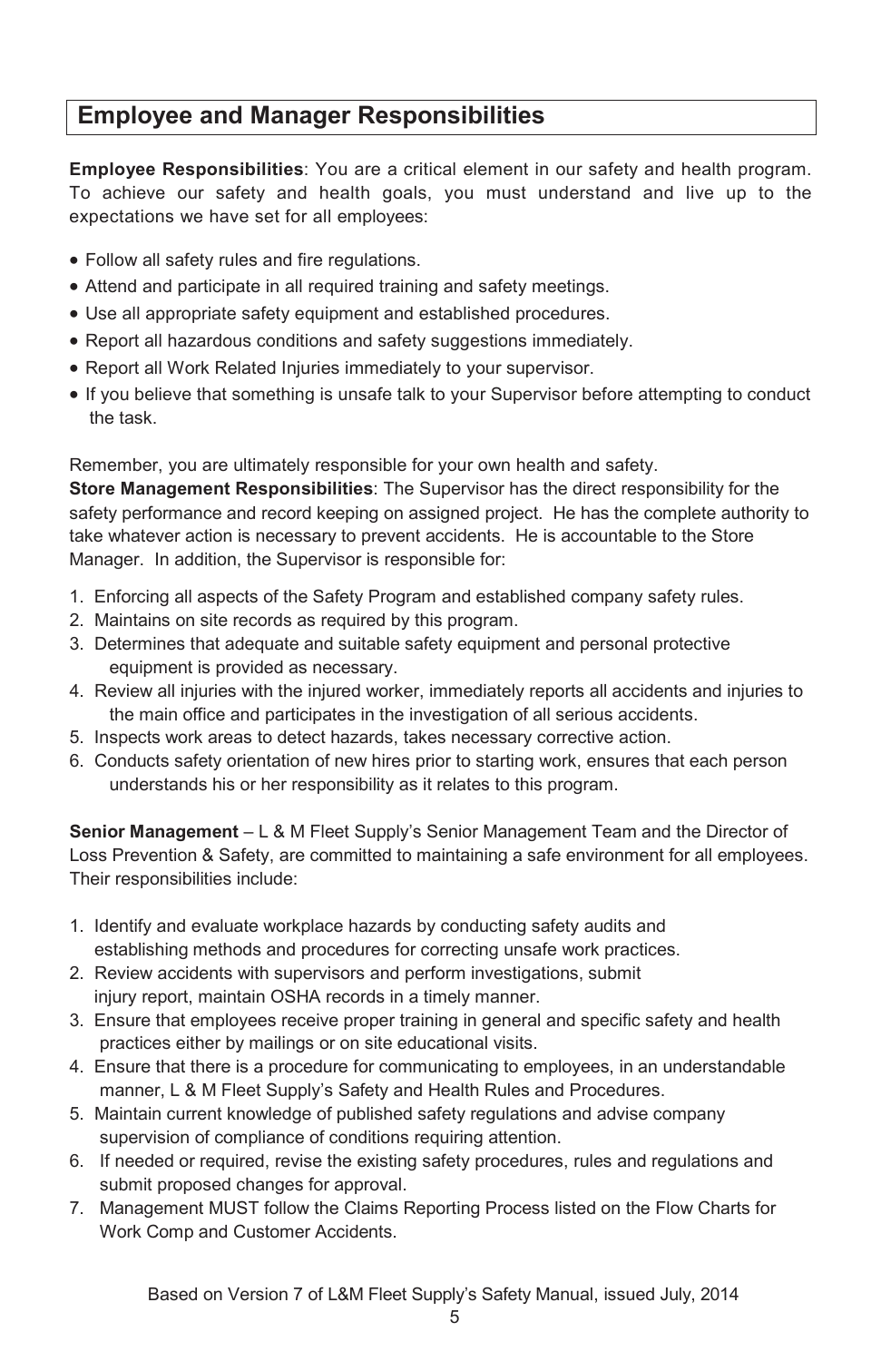## Employee and Manager Responsibilities

**Employee Responsibilities**: You are a critical element in our safety and health program. To achieve our safety and health goals, you must understand and live up to the expectations we have set for all employees:

- Follow all safety rules and fire regulations.
- Attend and participate in all required training and safety meetings.
- Use all appropriate safety equipment and established procedures.
- Report all hazardous conditions and safety suggestions immediately.
- Report all Work Related Injuries immediately to your supervisor.
- If you believe that something is unsafe talk to your Supervisor before attempting to conduct the task.

Remember, you are ultimately responsible for your own health and safety.

**Store Management Responsibilities**: The Supervisor has the direct responsibility for the safety performance and record keeping on assigned project. He has the complete authority to take whatever action is necessary to prevent accidents. He is accountable to the Store Manager. In addition, the Supervisor is responsible for:

1. Enforcing all aspects of the Safety Program and established company safety rules.
2. Maintains on site records as required by this program.
3. Determines that adequate and suitable safety equipment and personal protective equipment is provided as necessary.
4. Review all injuries with the injured worker, immediately reports all accidents and injuries to the main office and participates in the investigation of all serious accidents.
5. Inspects work areas to detect hazards, takes necessary corrective action.
6. Conducts safety orientation of new hires prior to starting work, ensures that each person understands his or her responsibility as it relates to this program.

**Senior Management** – L & M Fleet Supply's Senior Management Team and the Director of Loss Prevention & Safety, are committed to maintaining a safe environment for all employees. Their responsibilities include:

1. Identify and evaluate workplace hazards by conducting safety audits and establishing methods and procedures for correcting unsafe work practices.
2. Review accidents with supervisors and perform investigations, submit injury report, maintain OSHA records in a timely manner.
3. Ensure that employees receive proper training in general and specific safety and health practices either by mailings or on site educational visits.
4. Ensure that there is a procedure for communicating to employees, in an understandable manner, L & M Fleet Supply's Safety and Health Rules and Procedures.
5. Maintain current knowledge of published safety regulations and advise company supervision of compliance of conditions requiring attention.
6. If needed or required, revise the existing safety procedures, rules and regulations and submit proposed changes for approval.
7. Management MUST follow the Claims Reporting Process listed on the Flow Charts for Work Comp and Customer Accidents.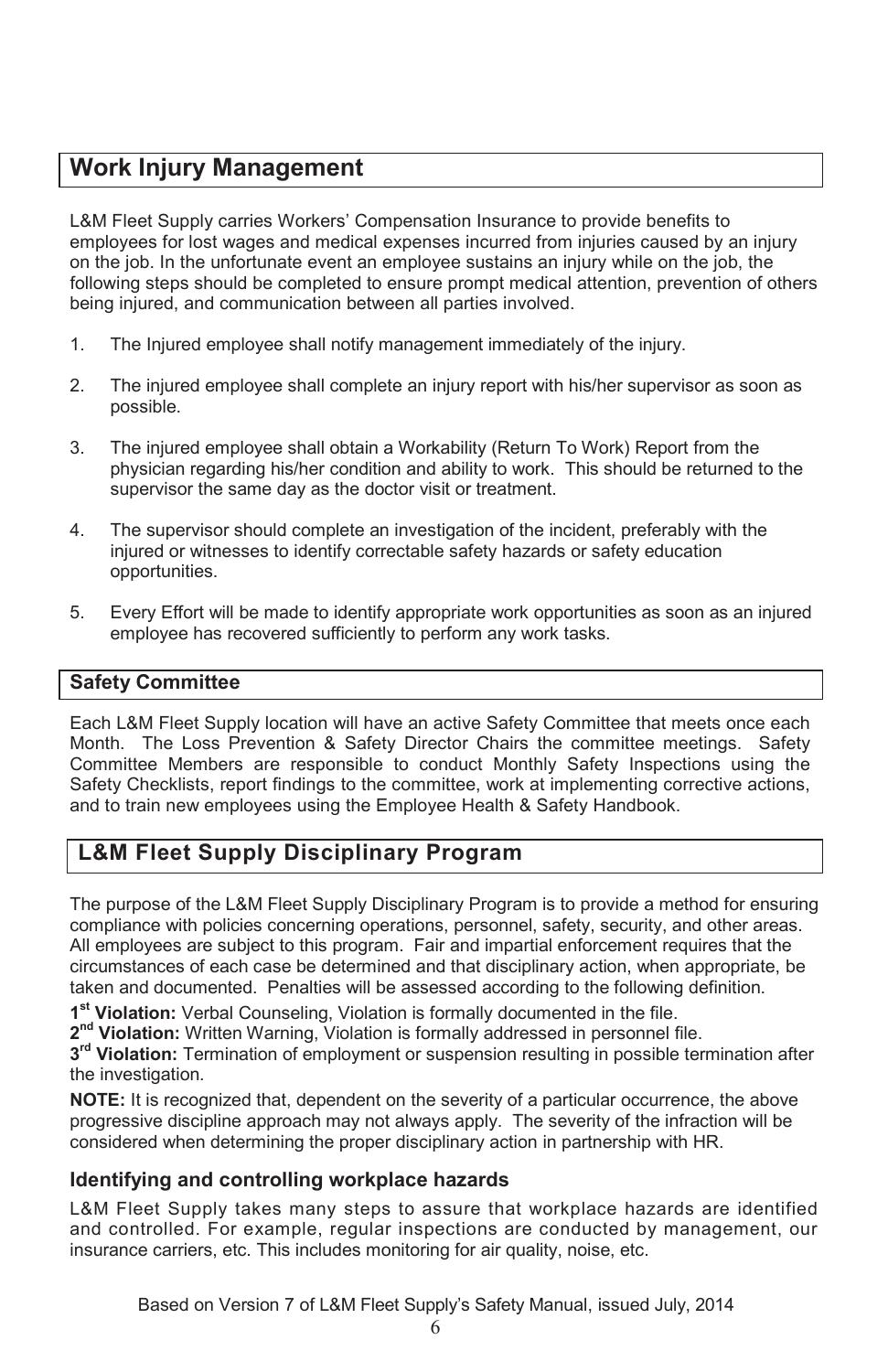## Work Injury Management

L&M Fleet Supply carries Workers' Compensation Insurance to provide benefits to employees for lost wages and medical expenses incurred from injuries caused by an injury on the job. In the unfortunate event an employee sustains an injury while on the job, the following steps should be completed to ensure prompt medical attention, prevention of others being injured, and communication between all parties involved.

1. The Injured employee shall notify management immediately of the injury.

2. The injured employee shall complete an injury report with his/her supervisor as soon as possible.

3. The injured employee shall obtain a Workability (Return To Work) Report from the physician regarding his/her condition and ability to work. This should be returned to the supervisor the same day as the doctor visit or treatment.

4. The supervisor should complete an investigation of the incident, preferably with the injured or witnesses to identify correctable safety hazards or safety education opportunities.

5. Every Effort will be made to identify appropriate work opportunities as soon as an injured employee has recovered sufficiently to perform any work tasks.

### Safety Committee

Each L&M Fleet Supply location will have an active Safety Committee that meets once each Month. The Loss Prevention & Safety Director Chairs the committee meetings. Safety Committee Members are responsible to conduct Monthly Safety Inspections using the Safety Checklists, report findings to the committee, work at implementing corrective actions, and to train new employees using the Employee Health & Safety Handbook.

## L&M Fleet Supply Disciplinary Program

The purpose of the L&M Fleet Supply Disciplinary Program is to provide a method for ensuring compliance with policies concerning operations, personnel, safety, security, and other areas. All employees are subject to this program. Fair and impartial enforcement requires that the circumstances of each case be determined and that disciplinary action, when appropriate, be taken and documented. Penalties will be assessed according to the following definition.

**1st Violation:** Verbal Counseling, Violation is formally documented in the file.
**2nd Violation:** Written Warning, Violation is formally addressed in personnel file.
**3rd Violation:** Termination of employment or suspension resulting in possible termination after the investigation.

**NOTE:** It is recognized that, dependent on the severity of a particular occurrence, the above progressive discipline approach may not always apply. The severity of the infraction will be considered when determining the proper disciplinary action in partnership with HR.

### Identifying and controlling workplace hazards

L&M Fleet Supply takes many steps to assure that workplace hazards are identified and controlled. For example, regular inspections are conducted by management, our insurance carriers, etc. This includes monitoring for air quality, noise, etc.

Based on Version 7 of L&M Fleet Supply's Safety Manual, issued July, 2014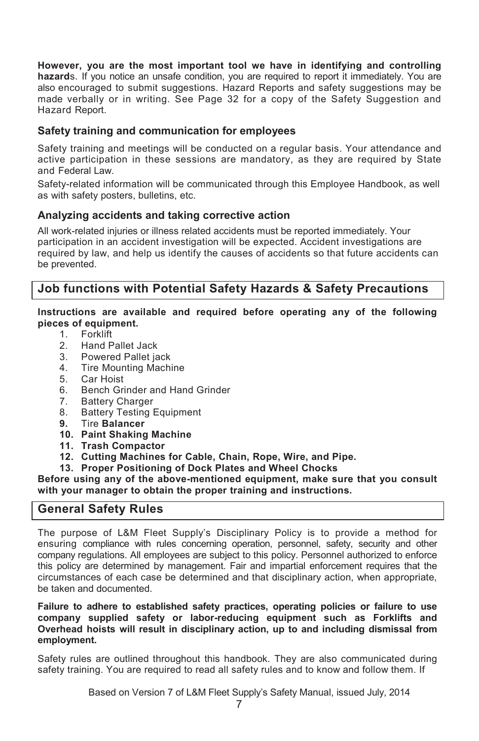**However, you are the most important tool we have in identifying and controlling hazard**s. If you notice an unsafe condition, you are required to report it immediately. You are also encouraged to submit suggestions. Hazard Reports and safety suggestions may be made verbally or in writing. See Page 32 for a copy of the Safety Suggestion and Hazard Report.

### Safety training and communication for employees

Safety training and meetings will be conducted on a regular basis. Your attendance and active participation in these sessions are mandatory, as they are required by State and Federal Law.

Safety-related information will be communicated through this Employee Handbook, as well as with safety posters, bulletins, etc.

### Analyzing accidents and taking corrective action

All work-related injuries or illness related accidents must be reported immediately. Your participation in an accident investigation will be expected. Accident investigations are required by law, and help us identify the causes of accidents so that future accidents can be prevented.

## Job functions with Potential Safety Hazards & Safety Precautions

**Instructions are available and required before operating any of the following pieces of equipment.**

1. Forklift
2. Hand Pallet Jack
3. Powered Pallet jack
4. Tire Mounting Machine
5. Car Hoist
6. Bench Grinder and Hand Grinder
7. Battery Charger
8. Battery Testing Equipment
9. Tire **Balancer**
10. **Paint Shaking Machine**
11. **Trash Compactor**
12. **Cutting Machines for Cable, Chain, Rope, Wire, and Pipe.**
13. **Proper Positioning of Dock Plates and Wheel Chocks**

**Before using any of the above-mentioned equipment, make sure that you consult with your manager to obtain the proper training and instructions.**

## General Safety Rules

The purpose of L&M Fleet Supply's Disciplinary Policy is to provide a method for ensuring compliance with rules concerning operation, personnel, safety, security and other company regulations. All employees are subject to this policy. Personnel authorized to enforce this policy are determined by management. Fair and impartial enforcement requires that the circumstances of each case be determined and that disciplinary action, when appropriate, be taken and documented.

**Failure to adhere to established safety practices, operating policies or failure to use company supplied safety or labor-reducing equipment such as Forklifts and Overhead hoists will result in disciplinary action, up to and including dismissal from employment.**

Safety rules are outlined throughout this handbook. They are also communicated during safety training. You are required to read all safety rules and to know and follow them. If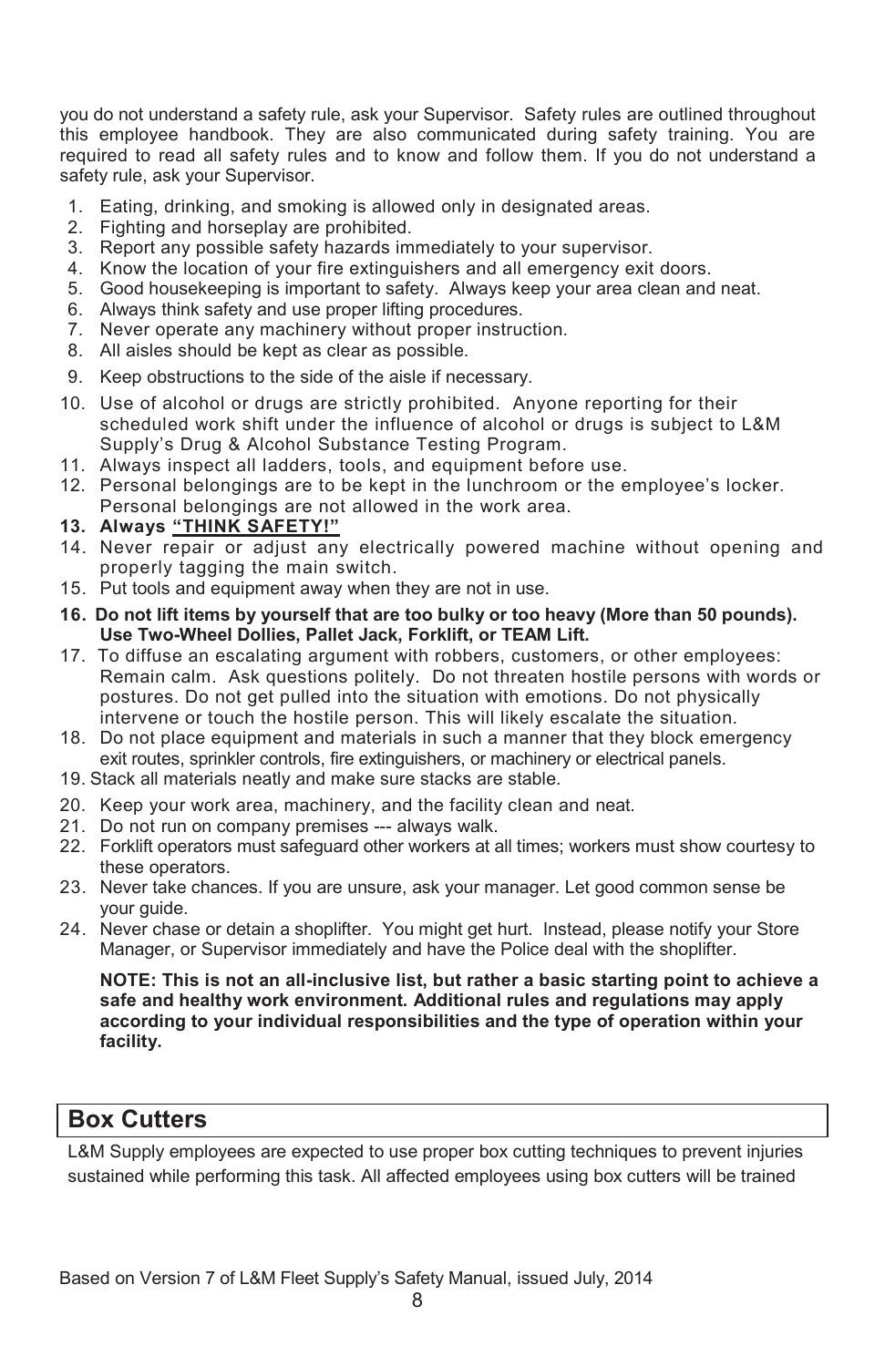you do not understand a safety rule, ask your Supervisor. Safety rules are outlined throughout this employee handbook. They are also communicated during safety training. You are required to read all safety rules and to know and follow them. If you do not understand a safety rule, ask your Supervisor.

1. Eating, drinking, and smoking is allowed only in designated areas.
2. Fighting and horseplay are prohibited.
3. Report any possible safety hazards immediately to your supervisor.
4. Know the location of your fire extinguishers and all emergency exit doors.
5. Good housekeeping is important to safety. Always keep your area clean and neat.
6. Always think safety and use proper lifting procedures.
7. Never operate any machinery without proper instruction.
8. All aisles should be kept as clear as possible.
9. Keep obstructions to the side of the aisle if necessary.
10. Use of alcohol or drugs are strictly prohibited. Anyone reporting for their scheduled work shift under the influence of alcohol or drugs is subject to L&M Supply's Drug & Alcohol Substance Testing Program.
11. Always inspect all ladders, tools, and equipment before use.
12. Personal belongings are to be kept in the lunchroom or the employee's locker. Personal belongings are not allowed in the work area.
13. **Always <u>"THINK SAFETY!"</u>**
14. Never repair or adjust any electrically powered machine without opening and properly tagging the main switch.
15. Put tools and equipment away when they are not in use.
16. **Do not lift items by yourself that are too bulky or too heavy (More than 50 pounds). Use Two-Wheel Dollies, Pallet Jack, Forklift, or TEAM Lift.**
17. To diffuse an escalating argument with robbers, customers, or other employees: Remain calm. Ask questions politely. Do not threaten hostile persons with words or postures. Do not get pulled into the situation with emotions. Do not physically intervene or touch the hostile person. This will likely escalate the situation.
18. Do not place equipment and materials in such a manner that they block emergency exit routes, sprinkler controls, fire extinguishers, or machinery or electrical panels.
19. Stack all materials neatly and make sure stacks are stable.
20. Keep your work area, machinery, and the facility clean and neat.
21. Do not run on company premises --- always walk.
22. Forklift operators must safeguard other workers at all times; workers must show courtesy to these operators.
23. Never take chances. If you are unsure, ask your manager. Let good common sense be your guide.
24. Never chase or detain a shoplifter. You might get hurt. Instead, please notify your Store Manager, or Supervisor immediately and have the Police deal with the shoplifter.

**NOTE: This is not an all-inclusive list, but rather a basic starting point to achieve a safe and healthy work environment. Additional rules and regulations may apply according to your individual responsibilities and the type of operation within your facility.**

## Box Cutters

L&M Supply employees are expected to use proper box cutting techniques to prevent injuries sustained while performing this task. All affected employees using box cutters will be trained

Based on Version 7 of L&M Fleet Supply's Safety Manual, issued July, 2014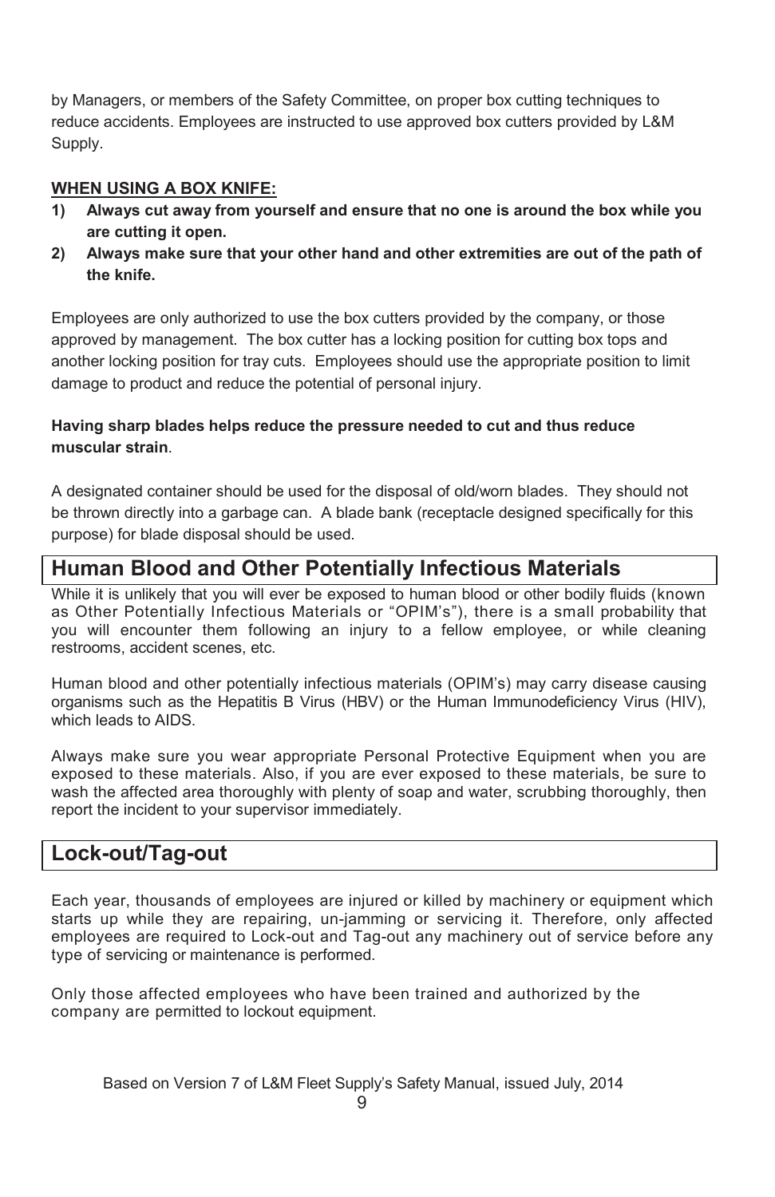by Managers, or members of the Safety Committee, on proper box cutting techniques to reduce accidents. Employees are instructed to use approved box cutters provided by L&M Supply.

**WHEN USING A BOX KNIFE:**

1) **Always cut away from yourself and ensure that no one is around the box while you are cutting it open.**
2) **Always make sure that your other hand and other extremities are out of the path of the knife.**

Employees are only authorized to use the box cutters provided by the company, or those approved by management. The box cutter has a locking position for cutting box tops and another locking position for tray cuts. Employees should use the appropriate position to limit damage to product and reduce the potential of personal injury.

**Having sharp blades helps reduce the pressure needed to cut and thus reduce muscular strain**.

A designated container should be used for the disposal of old/worn blades. They should not be thrown directly into a garbage can. A blade bank (receptacle designed specifically for this purpose) for blade disposal should be used.

## Human Blood and Other Potentially Infectious Materials

While it is unlikely that you will ever be exposed to human blood or other bodily fluids (known as Other Potentially Infectious Materials or "OPIM's"), there is a small probability that you will encounter them following an injury to a fellow employee, or while cleaning restrooms, accident scenes, etc.

Human blood and other potentially infectious materials (OPIM's) may carry disease causing organisms such as the Hepatitis B Virus (HBV) or the Human Immunodeficiency Virus (HIV), which leads to AIDS.

Always make sure you wear appropriate Personal Protective Equipment when you are exposed to these materials. Also, if you are ever exposed to these materials, be sure to wash the affected area thoroughly with plenty of soap and water, scrubbing thoroughly, then report the incident to your supervisor immediately.

## Lock-out/Tag-out

Each year, thousands of employees are injured or killed by machinery or equipment which starts up while they are repairing, un-jamming or servicing it. Therefore, only affected employees are required to Lock-out and Tag-out any machinery out of service before any type of servicing or maintenance is performed.

Only those affected employees who have been trained and authorized by the company are permitted to lockout equipment.

Based on Version 7 of L&M Fleet Supply's Safety Manual, issued July, 2014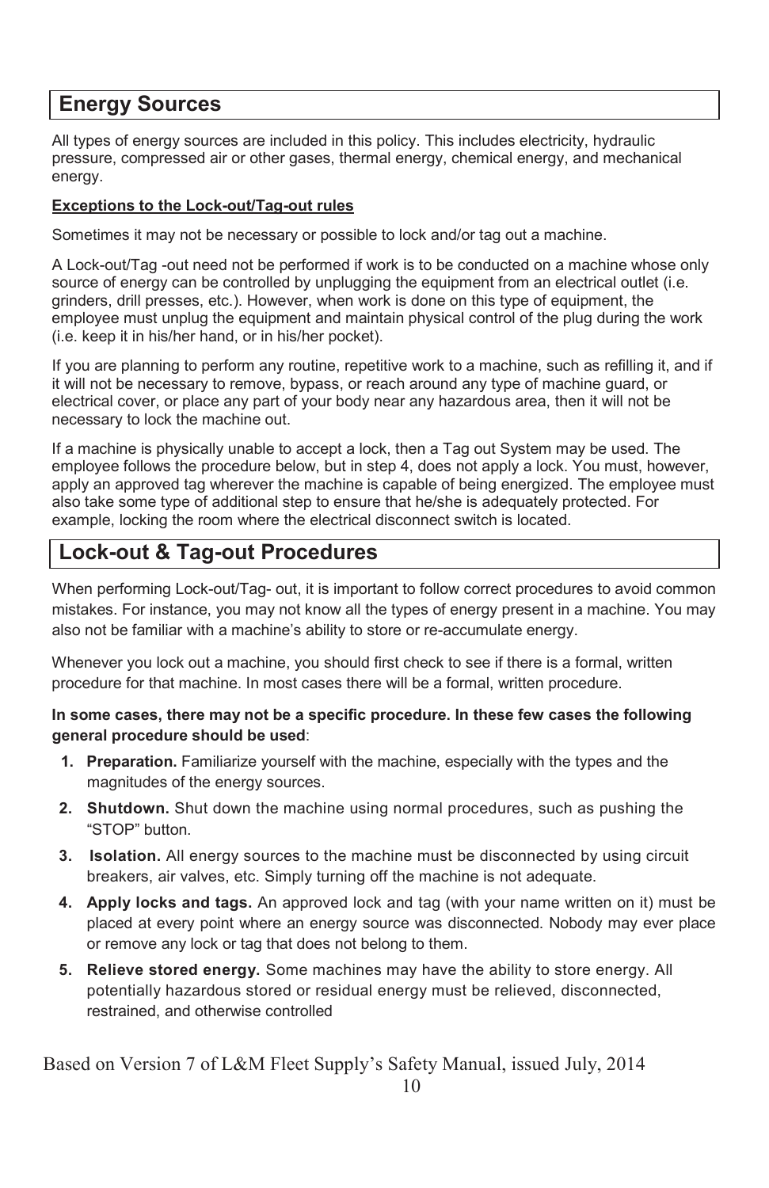## Energy Sources

All types of energy sources are included in this policy. This includes electricity, hydraulic pressure, compressed air or other gases, thermal energy, chemical energy, and mechanical energy.

**Exceptions to the Lock-out/Tag-out rules**

Sometimes it may not be necessary or possible to lock and/or tag out a machine.

A Lock-out/Tag -out need not be performed if work is to be conducted on a machine whose only source of energy can be controlled by unplugging the equipment from an electrical outlet (i.e. grinders, drill presses, etc.). However, when work is done on this type of equipment, the employee must unplug the equipment and maintain physical control of the plug during the work (i.e. keep it in his/her hand, or in his/her pocket).

If you are planning to perform any routine, repetitive work to a machine, such as refilling it, and if it will not be necessary to remove, bypass, or reach around any type of machine guard, or electrical cover, or place any part of your body near any hazardous area, then it will not be necessary to lock the machine out.

If a machine is physically unable to accept a lock, then a Tag out System may be used. The employee follows the procedure below, but in step 4, does not apply a lock. You must, however, apply an approved tag wherever the machine is capable of being energized. The employee must also take some type of additional step to ensure that he/she is adequately protected. For example, locking the room where the electrical disconnect switch is located.

## Lock-out & Tag-out Procedures

When performing Lock-out/Tag- out, it is important to follow correct procedures to avoid common mistakes. For instance, you may not know all the types of energy present in a machine. You may also not be familiar with a machine's ability to store or re-accumulate energy.

Whenever you lock out a machine, you should first check to see if there is a formal, written procedure for that machine. In most cases there will be a formal, written procedure.

**In some cases, there may not be a specific procedure. In these few cases the following general procedure should be used**:

1. **Preparation.** Familiarize yourself with the machine, especially with the types and the magnitudes of the energy sources.
2. **Shutdown.** Shut down the machine using normal procedures, such as pushing the "STOP" button.
3. **Isolation.** All energy sources to the machine must be disconnected by using circuit breakers, air valves, etc. Simply turning off the machine is not adequate.
4. **Apply locks and tags.** An approved lock and tag (with your name written on it) must be placed at every point where an energy source was disconnected. Nobody may ever place or remove any lock or tag that does not belong to them.
5. **Relieve stored energy.** Some machines may have the ability to store energy. All potentially hazardous stored or residual energy must be relieved, disconnected, restrained, and otherwise controlled

Based on Version 7 of L&M Fleet Supply's Safety Manual, issued July, 2014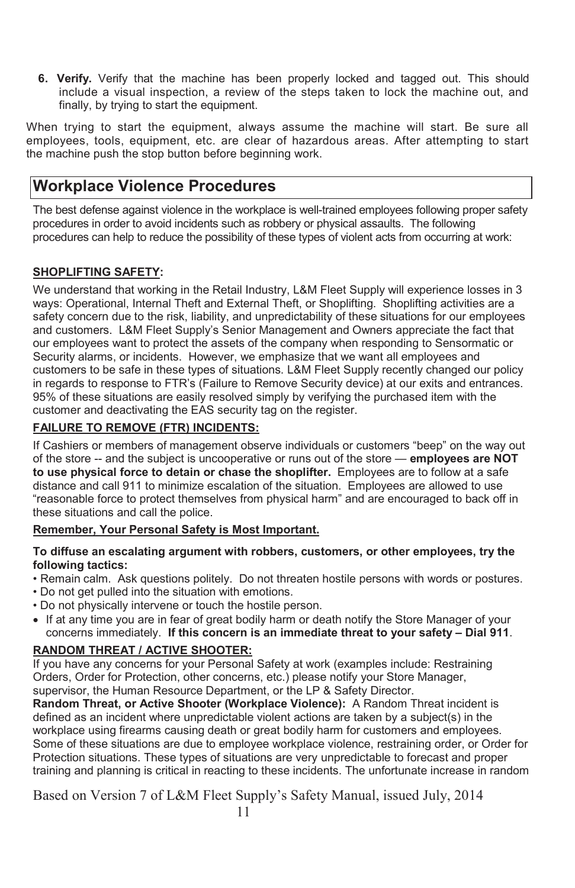6. **Verify.** Verify that the machine has been properly locked and tagged out. This should include a visual inspection, a review of the steps taken to lock the machine out, and finally, by trying to start the equipment.

When trying to start the equipment, always assume the machine will start. Be sure all employees, tools, equipment, etc. are clear of hazardous areas. After attempting to start the machine push the stop button before beginning work.

## Workplace Violence Procedures

The best defense against violence in the workplace is well-trained employees following proper safety procedures in order to avoid incidents such as robbery or physical assaults. The following procedures can help to reduce the possibility of these types of violent acts from occurring at work:

**SHOPLIFTING SAFETY:**

We understand that working in the Retail Industry, L&M Fleet Supply will experience losses in 3 ways: Operational, Internal Theft and External Theft, or Shoplifting. Shoplifting activities are a safety concern due to the risk, liability, and unpredictability of these situations for our employees and customers. L&M Fleet Supply's Senior Management and Owners appreciate the fact that our employees want to protect the assets of the company when responding to Sensormatic or Security alarms, or incidents. However, we emphasize that we want all employees and customers to be safe in these types of situations. L&M Fleet Supply recently changed our policy in regards to response to FTR's (Failure to Remove Security device) at our exits and entrances. 95% of these situations are easily resolved simply by verifying the purchased item with the customer and deactivating the EAS security tag on the register.

**FAILURE TO REMOVE (FTR) INCIDENTS:**

If Cashiers or members of management observe individuals or customers "beep" on the way out of the store -- and the subject is uncooperative or runs out of the store — **employees are NOT to use physical force to detain or chase the shoplifter.** Employees are to follow at a safe distance and call 911 to minimize escalation of the situation. Employees are allowed to use "reasonable force to protect themselves from physical harm" and are encouraged to back off in these situations and call the police.

**Remember, Your Personal Safety is Most Important.**

**To diffuse an escalating argument with robbers, customers, or other employees, try the following tactics:**

- Remain calm. Ask questions politely. Do not threaten hostile persons with words or postures.
- Do not get pulled into the situation with emotions.
- Do not physically intervene or touch the hostile person.
- If at any time you are in fear of great bodily harm or death notify the Store Manager of your concerns immediately. **If this concern is an immediate threat to your safety – Dial 911**.

**RANDOM THREAT / ACTIVE SHOOTER:**

If you have any concerns for your Personal Safety at work (examples include: Restraining Orders, Order for Protection, other concerns, etc.) please notify your Store Manager, supervisor, the Human Resource Department, or the LP & Safety Director.

**Random Threat, or Active Shooter (Workplace Violence):** A Random Threat incident is defined as an incident where unpredictable violent actions are taken by a subject(s) in the workplace using firearms causing death or great bodily harm for customers and employees. Some of these situations are due to employee workplace violence, restraining order, or Order for Protection situations. These types of situations are very unpredictable to forecast and proper training and planning is critical in reacting to these incidents. The unfortunate increase in random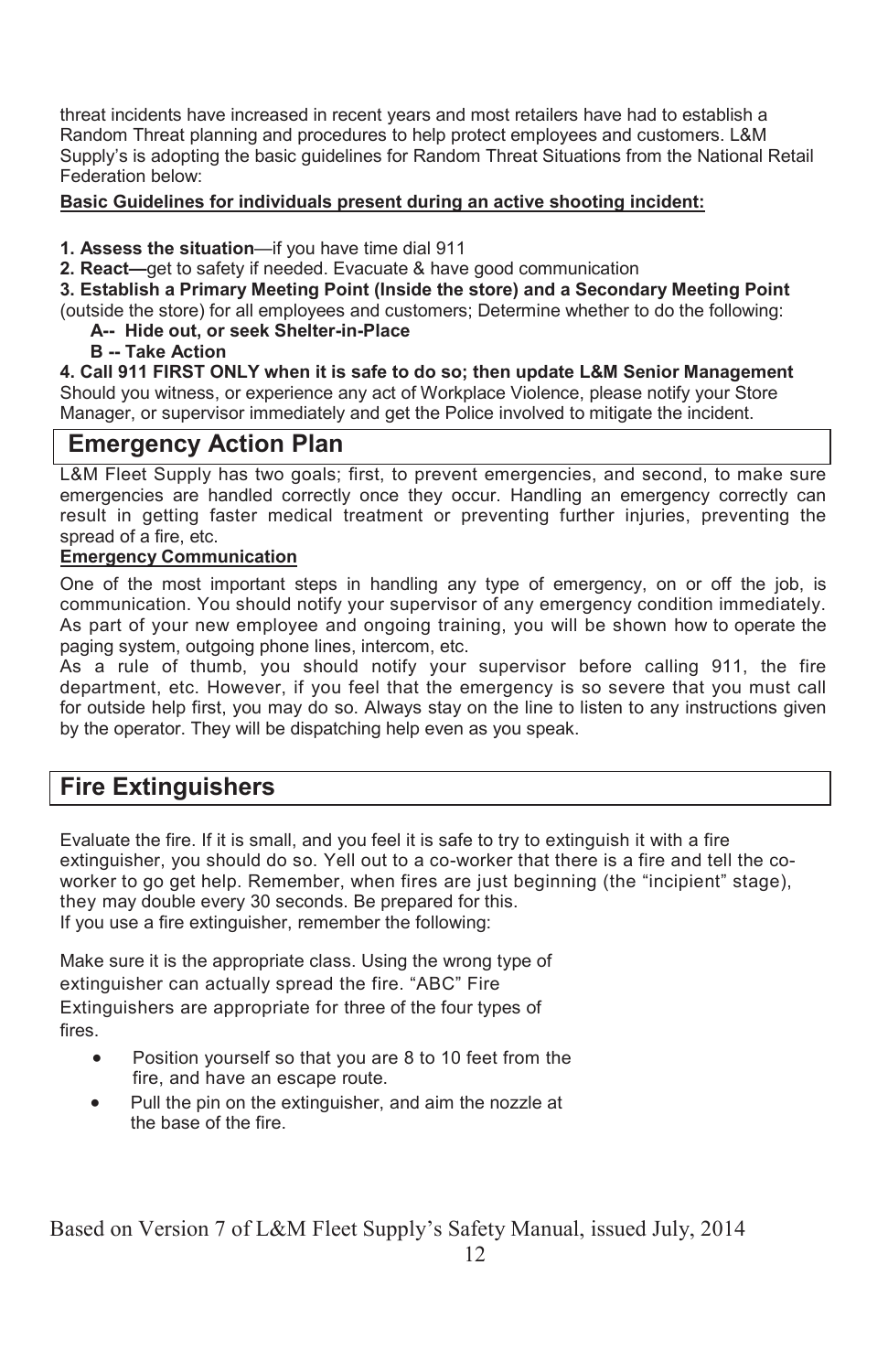threat incidents have increased in recent years and most retailers have had to establish a Random Threat planning and procedures to help protect employees and customers. L&M Supply's is adopting the basic guidelines for Random Threat Situations from the National Retail Federation below:

**Basic Guidelines for individuals present during an active shooting incident:**

**1. Assess the situation**—if you have time dial 911

**2. React—**get to safety if needed. Evacuate & have good communication

**3. Establish a Primary Meeting Point (Inside the store) and a Secondary Meeting Point** (outside the store) for all employees and customers; Determine whether to do the following:

**A-- Hide out, or seek Shelter-in-Place**

**B -- Take Action**

**4. Call 911 FIRST ONLY when it is safe to do so; then update L&M Senior Management**

Should you witness, or experience any act of Workplace Violence, please notify your Store Manager, or supervisor immediately and get the Police involved to mitigate the incident.

## Emergency Action Plan

L&M Fleet Supply has two goals; first, to prevent emergencies, and second, to make sure emergencies are handled correctly once they occur. Handling an emergency correctly can result in getting faster medical treatment or preventing further injuries, preventing the spread of a fire, etc.

**Emergency Communication**

One of the most important steps in handling any type of emergency, on or off the job, is communication. You should notify your supervisor of any emergency condition immediately. As part of your new employee and ongoing training, you will be shown how to operate the paging system, outgoing phone lines, intercom, etc.

As a rule of thumb, you should notify your supervisor before calling 911, the fire department, etc. However, if you feel that the emergency is so severe that you must call for outside help first, you may do so. Always stay on the line to listen to any instructions given by the operator. They will be dispatching help even as you speak.

## Fire Extinguishers

Evaluate the fire. If it is small, and you feel it is safe to try to extinguish it with a fire extinguisher, you should do so. Yell out to a co-worker that there is a fire and tell the co-worker to go get help. Remember, when fires are just beginning (the "incipient" stage), they may double every 30 seconds. Be prepared for this.

If you use a fire extinguisher, remember the following:

Make sure it is the appropriate class. Using the wrong type of extinguisher can actually spread the fire. "ABC" Fire Extinguishers are appropriate for three of the four types of fires.

- Position yourself so that you are 8 to 10 feet from the fire, and have an escape route.
- Pull the pin on the extinguisher, and aim the nozzle at the base of the fire.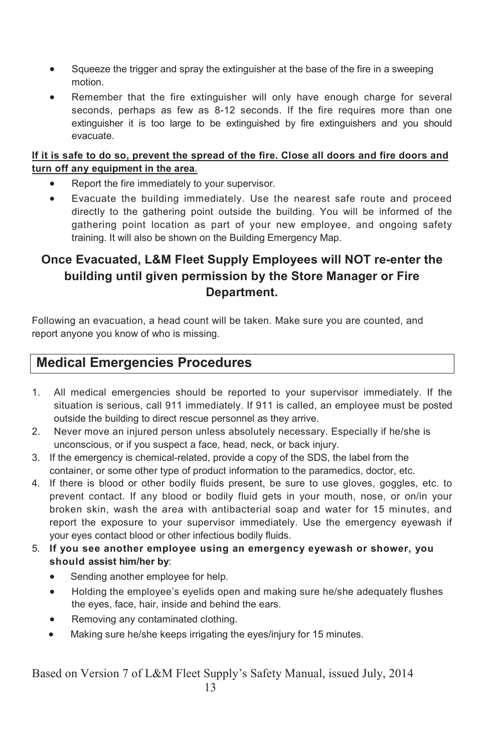- Squeeze the trigger and spray the extinguisher at the base of the fire in a sweeping motion.
- Remember that the fire extinguisher will only have enough charge for several seconds, perhaps as few as 8-12 seconds. If the fire requires more than one extinguisher it is too large to be extinguished by fire extinguishers and you should evacuate.

**If it is safe to do so, prevent the spread of the fire. Close all doors and fire doors and turn off any equipment in the area**.

- Report the fire immediately to your supervisor.
- Evacuate the building immediately. Use the nearest safe route and proceed directly to the gathering point outside the building. You will be informed of the gathering point location as part of your new employee, and ongoing safety training. It will also be shown on the Building Emergency Map.

**Once Evacuated, L&M Fleet Supply Employees will NOT re-enter the building until given permission by the Store Manager or Fire Department.**

Following an evacuation, a head count will be taken. Make sure you are counted, and report anyone you know of who is missing.

## Medical Emergencies Procedures

1. All medical emergencies should be reported to your supervisor immediately. If the situation is serious, call 911 immediately. If 911 is called, an employee must be posted outside the building to direct rescue personnel as they arrive.
2. Never move an injured person unless absolutely necessary. Especially if he/she is unconscious, or if you suspect a face, head, neck, or back injury.
3. If the emergency is chemical-related, provide a copy of the SDS, the label from the container, or some other type of product information to the paramedics, doctor, etc.
4. If there is blood or other bodily fluids present, be sure to use gloves, goggles, etc. to prevent contact. If any blood or bodily fluid gets in your mouth, nose, or on/in your broken skin, wash the area with antibacterial soap and water for 15 minutes, and report the exposure to your supervisor immediately. Use the emergency eyewash if your eyes contact blood or other infectious bodily fluids.
5. **If you see another employee using an emergency eyewash or shower, you should assist him/her by**:
   - Sending another employee for help.
   - Holding the employee's eyelids open and making sure he/she adequately flushes the eyes, face, hair, inside and behind the ears.
   - Removing any contaminated clothing.
   - Making sure he/she keeps irrigating the eyes/injury for 15 minutes.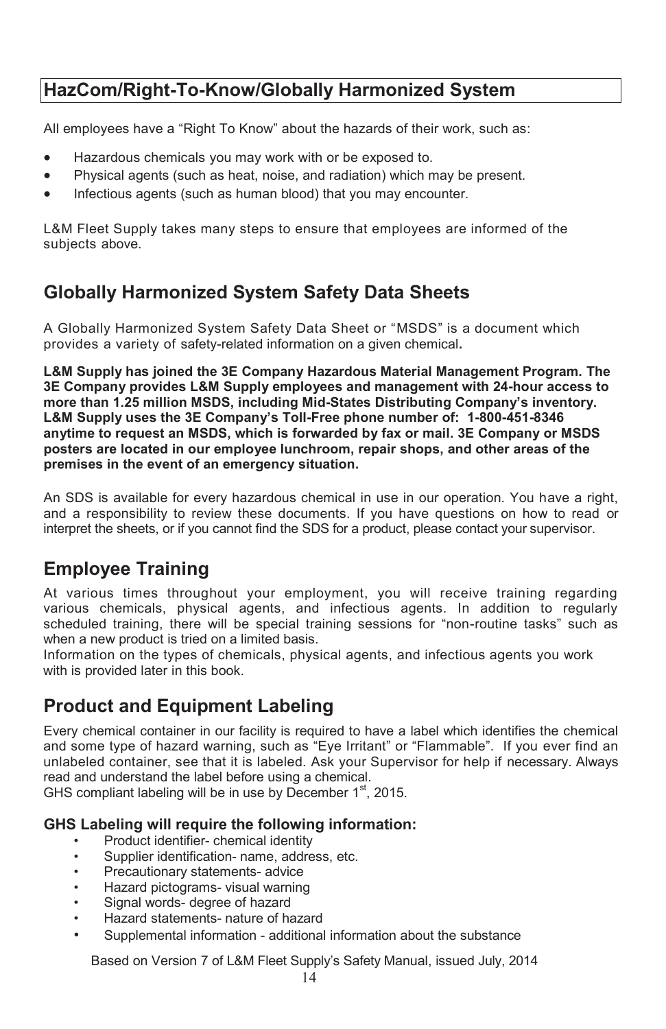## HazCom/Right-To-Know/Globally Harmonized System

All employees have a "Right To Know" about the hazards of their work, such as:

- Hazardous chemicals you may work with or be exposed to.
- Physical agents (such as heat, noise, and radiation) which may be present.
- Infectious agents (such as human blood) that you may encounter.

L&M Fleet Supply takes many steps to ensure that employees are informed of the subjects above.

## Globally Harmonized System Safety Data Sheets

A Globally Harmonized System Safety Data Sheet or "MSDS" is a document which provides a variety of safety-related information on a given chemical**.**

**L&M Supply has joined the 3E Company Hazardous Material Management Program. The 3E Company provides L&M Supply employees and management with 24-hour access to more than 1.25 million MSDS, including Mid-States Distributing Company's inventory. L&M Supply uses the 3E Company's Toll-Free phone number of: 1-800-451-8346 anytime to request an MSDS, which is forwarded by fax or mail. 3E Company or MSDS posters are located in our employee lunchroom, repair shops, and other areas of the premises in the event of an emergency situation.**

An SDS is available for every hazardous chemical in use in our operation. You have a right, and a responsibility to review these documents. If you have questions on how to read or interpret the sheets, or if you cannot find the SDS for a product, please contact your supervisor.

## Employee Training

At various times throughout your employment, you will receive training regarding various chemicals, physical agents, and infectious agents. In addition to regularly scheduled training, there will be special training sessions for "non-routine tasks" such as when a new product is tried on a limited basis.
Information on the types of chemicals, physical agents, and infectious agents you work with is provided later in this book.

## Product and Equipment Labeling

Every chemical container in our facility is required to have a label which identifies the chemical and some type of hazard warning, such as "Eye Irritant" or "Flammable". If you ever find an unlabeled container, see that it is labeled. Ask your Supervisor for help if necessary. Always read and understand the label before using a chemical.
GHS compliant labeling will be in use by December 1st, 2015.

### GHS Labeling will require the following information:

- Product identifier- chemical identity
- Supplier identification- name, address, etc.
- Precautionary statements- advice
- Hazard pictograms- visual warning
- Signal words- degree of hazard
- Hazard statements- nature of hazard
- Supplemental information - additional information about the substance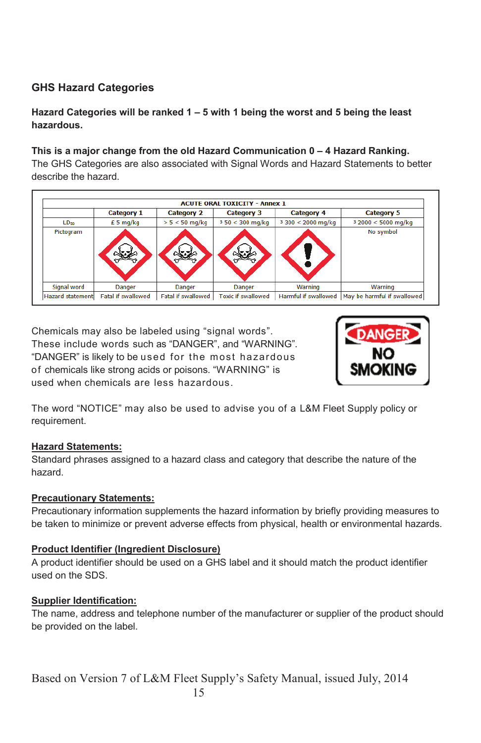## GHS Hazard Categories

**Hazard Categories will be ranked 1 – 5 with 1 being the worst and 5 being the least hazardous.**

**This is a major change from the old Hazard Communication 0 – 4 Hazard Ranking.**
The GHS Categories are also associated with Signal Words and Hazard Statements to better describe the hazard.

| ACUTE ORAL TOXICITY - Annex 1 | | | | | |
|---|---|---|---|---|---|
| | Category 1 | Category 2 | Category 3 | Category 4 | Category 5 |
| $LD_{50}$ | £ 5 mg/kg | > 5 < 50 mg/kg | ³ 50 < 300 mg/kg | ³ 300 < 2000 mg/kg | ³ 2000 < 5000 mg/kg |
| Pictogram | | | | | No symbol |
| Signal word | Danger | Danger | Danger | Warning | Warning |
| Hazard statement | Fatal if swallowed | Fatal if swallowed | Toxic if swallowed | Harmful if swallowed | May be harmful if swallowed |

Chemicals may also be labeled using "signal words". These include words such as "DANGER", and "WARNING". "DANGER" is likely to be used for the most hazardous of chemicals like strong acids or poisons. "WARNING" is used when chemicals are less hazardous.

DANGER
NO SMOKING

The word "NOTICE" may also be used to advise you of a L&M Fleet Supply policy or requirement.

**Hazard Statements:**
Standard phrases assigned to a hazard class and category that describe the nature of the hazard.

**Precautionary Statements:**
Precautionary information supplements the hazard information by briefly providing measures to be taken to minimize or prevent adverse effects from physical, health or environmental hazards.

**Product Identifier (Ingredient Disclosure)**
A product identifier should be used on a GHS label and it should match the product identifier used on the SDS.

**Supplier Identification:**
The name, address and telephone number of the manufacturer or supplier of the product should be provided on the label.

Based on Version 7 of L&M Fleet Supply's Safety Manual, issued July, 2014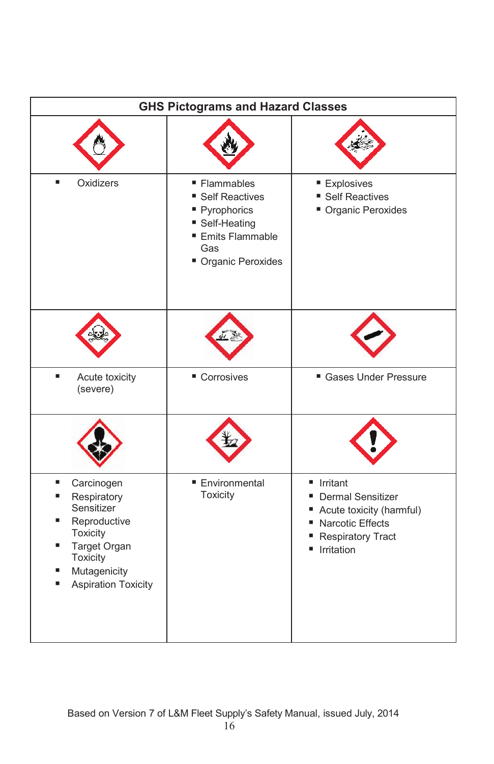| GHS Pictograms and Hazard Classes | | |
|---|---|---|
| ▪ Oxidizers | ▪ Flammables<br>▪ Self Reactives<br>▪ Pyrophorics<br>▪ Self-Heating<br>▪ Emits Flammable Gas<br>▪ Organic Peroxides | ▪ Explosives<br>▪ Self Reactives<br>▪ Organic Peroxides |
| ▪ Acute toxicity (severe) | ▪ Corrosives | ▪ Gases Under Pressure |
| ▪ Carcinogen<br>▪ Respiratory Sensitizer<br>▪ Reproductive Toxicity<br>▪ Target Organ Toxicity<br>▪ Mutagenicity<br>▪ Aspiration Toxicity | ▪ Environmental Toxicity | ▪ Irritant<br>▪ Dermal Sensitizer<br>▪ Acute toxicity (harmful)<br>▪ Narcotic Effects<br>▪ Respiratory Tract<br>▪ Irritation |

Based on Version 7 of L&M Fleet Supply's Safety Manual, issued July, 2014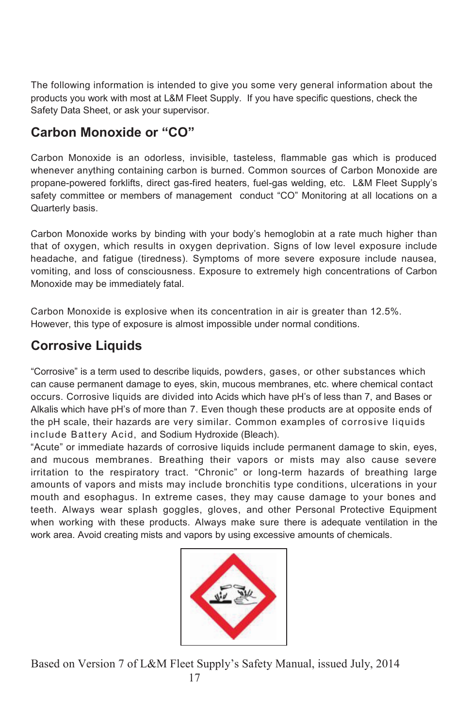The following information is intended to give you some very general information about the products you work with most at L&M Fleet Supply. If you have specific questions, check the Safety Data Sheet, or ask your supervisor.

## Carbon Monoxide or "CO"

Carbon Monoxide is an odorless, invisible, tasteless, flammable gas which is produced whenever anything containing carbon is burned. Common sources of Carbon Monoxide are propane-powered forklifts, direct gas-fired heaters, fuel-gas welding, etc. L&M Fleet Supply's safety committee or members of management conduct "CO" Monitoring at all locations on a Quarterly basis.

Carbon Monoxide works by binding with your body's hemoglobin at a rate much higher than that of oxygen, which results in oxygen deprivation. Signs of low level exposure include headache, and fatigue (tiredness). Symptoms of more severe exposure include nausea, vomiting, and loss of consciousness. Exposure to extremely high concentrations of Carbon Monoxide may be immediately fatal.

Carbon Monoxide is explosive when its concentration in air is greater than 12.5%. However, this type of exposure is almost impossible under normal conditions.

## Corrosive Liquids

"Corrosive" is a term used to describe liquids, powders, gases, or other substances which can cause permanent damage to eyes, skin, mucous membranes, etc. where chemical contact occurs. Corrosive liquids are divided into Acids which have pH's of less than 7, and Bases or Alkalis which have pH's of more than 7. Even though these products are at opposite ends of the pH scale, their hazards are very similar. Common examples of corrosive liquids include Battery Acid, and Sodium Hydroxide (Bleach).

"Acute" or immediate hazards of corrosive liquids include permanent damage to skin, eyes, and mucous membranes. Breathing their vapors or mists may also cause severe irritation to the respiratory tract. "Chronic" or long-term hazards of breathing large amounts of vapors and mists may include bronchitis type conditions, ulcerations in your mouth and esophagus. In extreme cases, they may cause damage to your bones and teeth. Always wear splash goggles, gloves, and other Personal Protective Equipment when working with these products. Always make sure there is adequate ventilation in the work area. Avoid creating mists and vapors by using excessive amounts of chemicals.

Based on Version 7 of L&M Fleet Supply's Safety Manual, issued July, 2014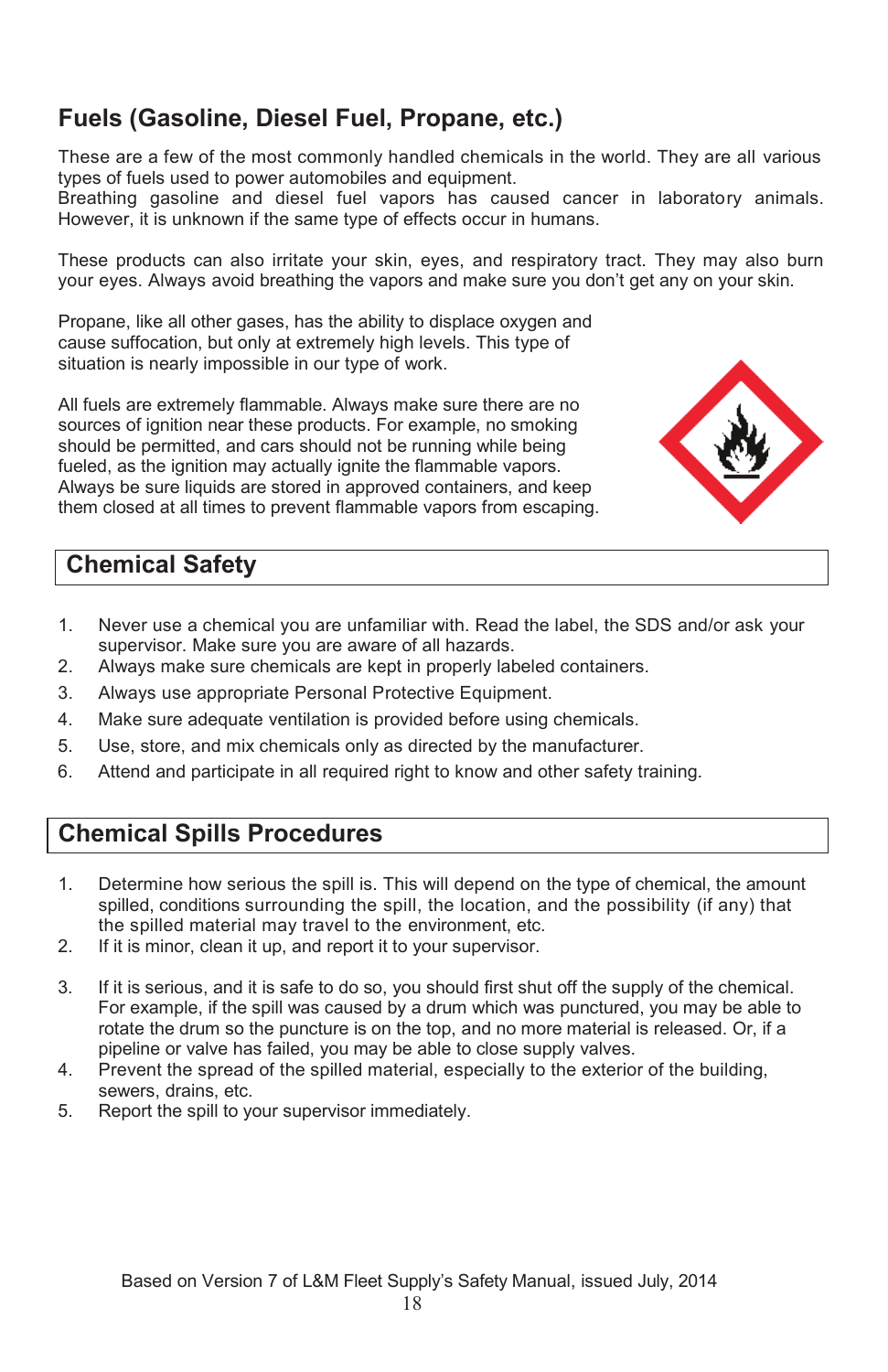## Fuels (Gasoline, Diesel Fuel, Propane, etc.)

These are a few of the most commonly handled chemicals in the world. They are all various types of fuels used to power automobiles and equipment.
Breathing gasoline and diesel fuel vapors has caused cancer in laboratory animals. However, it is unknown if the same type of effects occur in humans.

These products can also irritate your skin, eyes, and respiratory tract. They may also burn your eyes. Always avoid breathing the vapors and make sure you don't get any on your skin.

Propane, like all other gases, has the ability to displace oxygen and cause suffocation, but only at extremely high levels. This type of situation is nearly impossible in our type of work.

All fuels are extremely flammable. Always make sure there are no sources of ignition near these products. For example, no smoking should be permitted, and cars should not be running while being fueled, as the ignition may actually ignite the flammable vapors. Always be sure liquids are stored in approved containers, and keep them closed at all times to prevent flammable vapors from escaping.

## Chemical Safety

1. Never use a chemical you are unfamiliar with. Read the label, the SDS and/or ask your supervisor. Make sure you are aware of all hazards.
2. Always make sure chemicals are kept in properly labeled containers.
3. Always use appropriate Personal Protective Equipment.
4. Make sure adequate ventilation is provided before using chemicals.
5. Use, store, and mix chemicals only as directed by the manufacturer.
6. Attend and participate in all required right to know and other safety training.

## Chemical Spills Procedures

1. Determine how serious the spill is. This will depend on the type of chemical, the amount spilled, conditions surrounding the spill, the location, and the possibility (if any) that the spilled material may travel to the environment, etc.
2. If it is minor, clean it up, and report it to your supervisor.
3. If it is serious, and it is safe to do so, you should first shut off the supply of the chemical. For example, if the spill was caused by a drum which was punctured, you may be able to rotate the drum so the puncture is on the top, and no more material is released. Or, if a pipeline or valve has failed, you may be able to close supply valves.
4. Prevent the spread of the spilled material, especially to the exterior of the building, sewers, drains, etc.
5. Report the spill to your supervisor immediately.

Based on Version 7 of L&M Fleet Supply's Safety Manual, issued July, 2014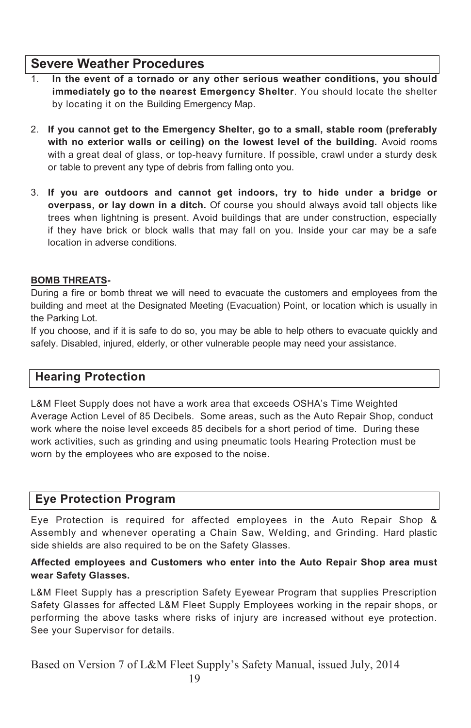## Severe Weather Procedures

1. **In the event of a tornado or any other serious weather conditions, you should immediately go to the nearest Emergency Shelter**. You should locate the shelter by locating it on the Building Emergency Map.

2. **If you cannot get to the Emergency Shelter, go to a small, stable room (preferably with no exterior walls or ceiling) on the lowest level of the building.** Avoid rooms with a great deal of glass, or top-heavy furniture. If possible, crawl under a sturdy desk or table to prevent any type of debris from falling onto you.

3. **If you are outdoors and cannot get indoors, try to hide under a bridge or overpass, or lay down in a ditch.** Of course you should always avoid tall objects like trees when lightning is present. Avoid buildings that are under construction, especially if they have brick or block walls that may fall on you. Inside your car may be a safe location in adverse conditions.

**BOMB THREATS-**

During a fire or bomb threat we will need to evacuate the customers and employees from the building and meet at the Designated Meeting (Evacuation) Point, or location which is usually in the Parking Lot.

If you choose, and if it is safe to do so, you may be able to help others to evacuate quickly and safely. Disabled, injured, elderly, or other vulnerable people may need your assistance.

## Hearing Protection

L&M Fleet Supply does not have a work area that exceeds OSHA's Time Weighted Average Action Level of 85 Decibels. Some areas, such as the Auto Repair Shop, conduct work where the noise level exceeds 85 decibels for a short period of time. During these work activities, such as grinding and using pneumatic tools Hearing Protection must be worn by the employees who are exposed to the noise.

## Eye Protection Program

Eye Protection is required for affected employees in the Auto Repair Shop & Assembly and whenever operating a Chain Saw, Welding, and Grinding. Hard plastic side shields are also required to be on the Safety Glasses.

**Affected employees and Customers who enter into the Auto Repair Shop area must wear Safety Glasses.**

L&M Fleet Supply has a prescription Safety Eyewear Program that supplies Prescription Safety Glasses for affected L&M Fleet Supply Employees working in the repair shops, or performing the above tasks where risks of injury are increased without eye protection. See your Supervisor for details.

Based on Version 7 of L&M Fleet Supply's Safety Manual, issued July, 2014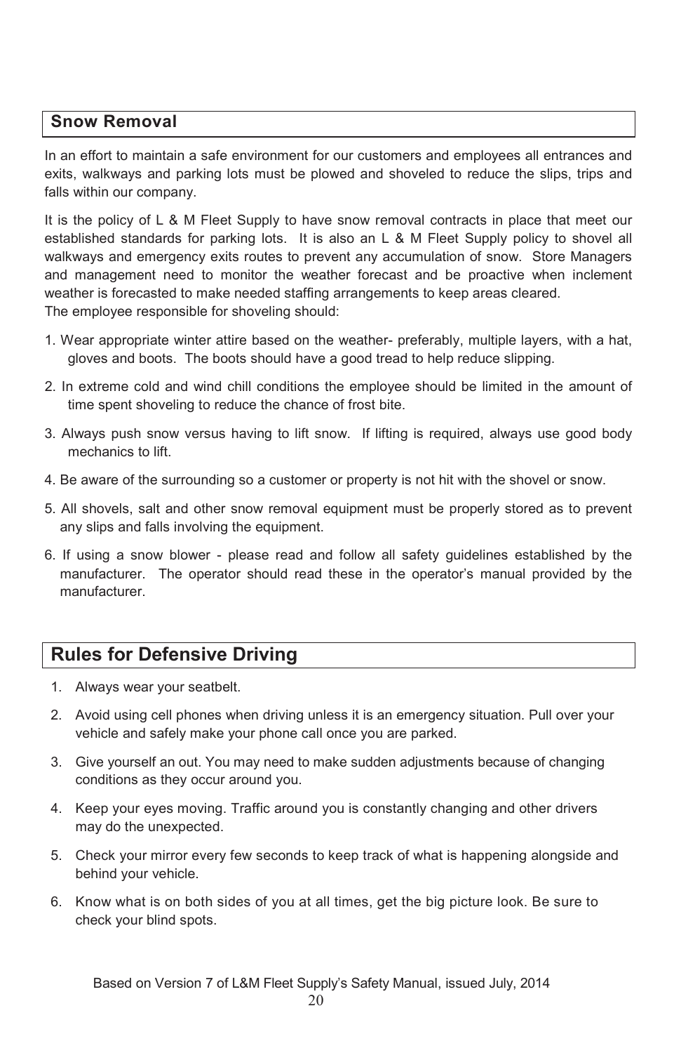## Snow Removal

In an effort to maintain a safe environment for our customers and employees all entrances and exits, walkways and parking lots must be plowed and shoveled to reduce the slips, trips and falls within our company.

It is the policy of L & M Fleet Supply to have snow removal contracts in place that meet our established standards for parking lots. It is also an L & M Fleet Supply policy to shovel all walkways and emergency exits routes to prevent any accumulation of snow. Store Managers and management need to monitor the weather forecast and be proactive when inclement weather is forecasted to make needed staffing arrangements to keep areas cleared.
The employee responsible for shoveling should:

1. Wear appropriate winter attire based on the weather- preferably, multiple layers, with a hat, gloves and boots. The boots should have a good tread to help reduce slipping.
2. In extreme cold and wind chill conditions the employee should be limited in the amount of time spent shoveling to reduce the chance of frost bite.
3. Always push snow versus having to lift snow. If lifting is required, always use good body mechanics to lift.
4. Be aware of the surrounding so a customer or property is not hit with the shovel or snow.
5. All shovels, salt and other snow removal equipment must be properly stored as to prevent any slips and falls involving the equipment.
6. If using a snow blower - please read and follow all safety guidelines established by the manufacturer. The operator should read these in the operator's manual provided by the manufacturer.

## Rules for Defensive Driving

1. Always wear your seatbelt.
2. Avoid using cell phones when driving unless it is an emergency situation. Pull over your vehicle and safely make your phone call once you are parked.
3. Give yourself an out. You may need to make sudden adjustments because of changing conditions as they occur around you.
4. Keep your eyes moving. Traffic around you is constantly changing and other drivers may do the unexpected.
5. Check your mirror every few seconds to keep track of what is happening alongside and behind your vehicle.
6. Know what is on both sides of you at all times, get the big picture look. Be sure to check your blind spots.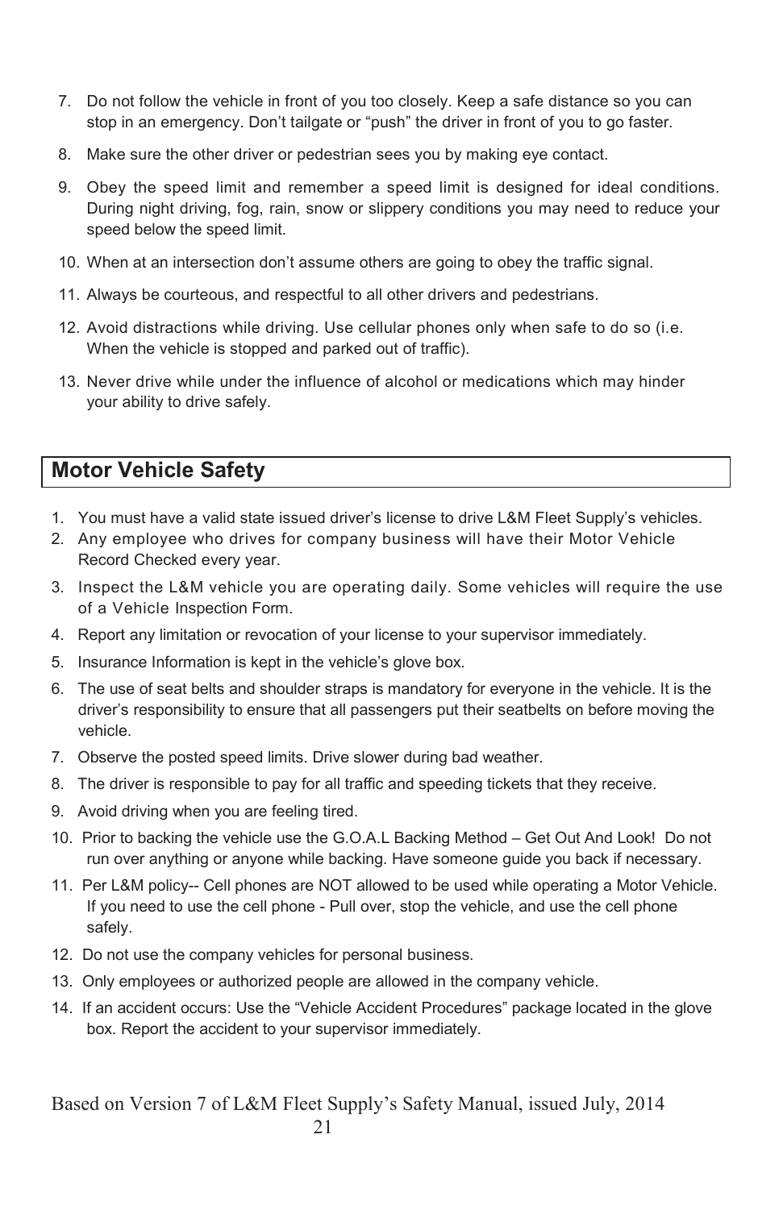7. Do not follow the vehicle in front of you too closely. Keep a safe distance so you can stop in an emergency. Don't tailgate or "push" the driver in front of you to go faster.
8. Make sure the other driver or pedestrian sees you by making eye contact.
9. Obey the speed limit and remember a speed limit is designed for ideal conditions. During night driving, fog, rain, snow or slippery conditions you may need to reduce your speed below the speed limit.
10. When at an intersection don't assume others are going to obey the traffic signal.
11. Always be courteous, and respectful to all other drivers and pedestrians.
12. Avoid distractions while driving. Use cellular phones only when safe to do so (i.e. When the vehicle is stopped and parked out of traffic).
13. Never drive while under the influence of alcohol or medications which may hinder your ability to drive safely.

## Motor Vehicle Safety

1. You must have a valid state issued driver's license to drive L&M Fleet Supply's vehicles.
2. Any employee who drives for company business will have their Motor Vehicle Record Checked every year.
3. Inspect the L&M vehicle you are operating daily. Some vehicles will require the use of a Vehicle Inspection Form.
4. Report any limitation or revocation of your license to your supervisor immediately.
5. Insurance Information is kept in the vehicle's glove box.
6. The use of seat belts and shoulder straps is mandatory for everyone in the vehicle. It is the driver's responsibility to ensure that all passengers put their seatbelts on before moving the vehicle.
7. Observe the posted speed limits. Drive slower during bad weather.
8. The driver is responsible to pay for all traffic and speeding tickets that they receive.
9. Avoid driving when you are feeling tired.
10. Prior to backing the vehicle use the G.O.A.L Backing Method – Get Out And Look! Do not run over anything or anyone while backing. Have someone guide you back if necessary.
11. Per L&M policy-- Cell phones are NOT allowed to be used while operating a Motor Vehicle. If you need to use the cell phone - Pull over, stop the vehicle, and use the cell phone safely.
12. Do not use the company vehicles for personal business.
13. Only employees or authorized people are allowed in the company vehicle.
14. If an accident occurs: Use the "Vehicle Accident Procedures" package located in the glove box. Report the accident to your supervisor immediately.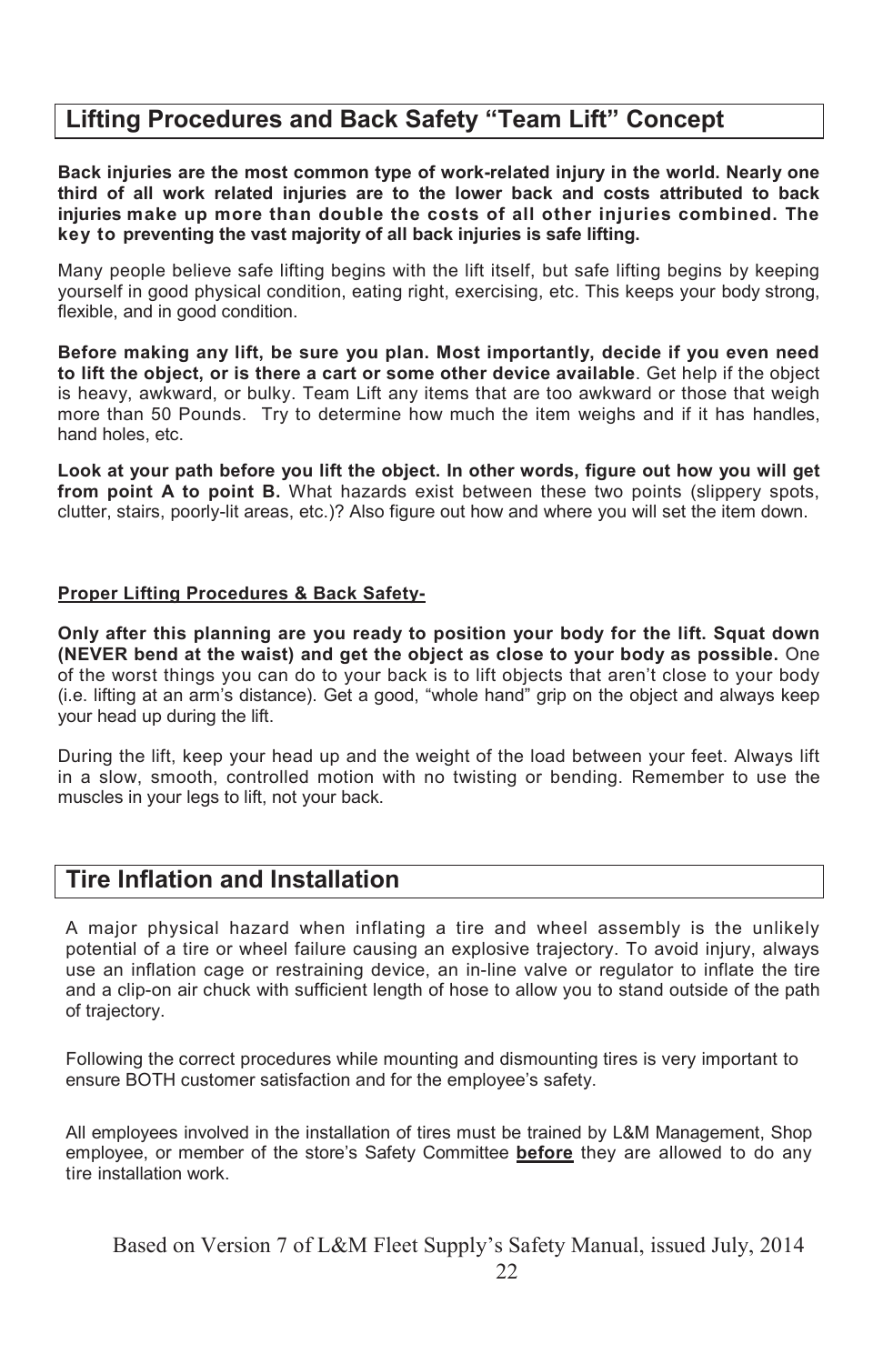## Lifting Procedures and Back Safety "Team Lift" Concept

**Back injuries are the most common type of work-related injury in the world. Nearly one third of all work related injuries are to the lower back and costs attributed to back injuries make up more than double the costs of all other injuries combined. The key to preventing the vast majority of all back injuries is safe lifting.**

Many people believe safe lifting begins with the lift itself, but safe lifting begins by keeping yourself in good physical condition, eating right, exercising, etc. This keeps your body strong, flexible, and in good condition.

**Before making any lift, be sure you plan. Most importantly, decide if you even need to lift the object, or is there a cart or some other device available**. Get help if the object is heavy, awkward, or bulky. Team Lift any items that are too awkward or those that weigh more than 50 Pounds. Try to determine how much the item weighs and if it has handles, hand holes, etc.

**Look at your path before you lift the object. In other words, figure out how you will get from point A to point B.** What hazards exist between these two points (slippery spots, clutter, stairs, poorly-lit areas, etc.)? Also figure out how and where you will set the item down.

**Proper Lifting Procedures & Back Safety-**

**Only after this planning are you ready to position your body for the lift. Squat down (NEVER bend at the waist) and get the object as close to your body as possible.** One of the worst things you can do to your back is to lift objects that aren't close to your body (i.e. lifting at an arm's distance). Get a good, "whole hand" grip on the object and always keep your head up during the lift.

During the lift, keep your head up and the weight of the load between your feet. Always lift in a slow, smooth, controlled motion with no twisting or bending. Remember to use the muscles in your legs to lift, not your back.

## Tire Inflation and Installation

A major physical hazard when inflating a tire and wheel assembly is the unlikely potential of a tire or wheel failure causing an explosive trajectory. To avoid injury, always use an inflation cage or restraining device, an in-line valve or regulator to inflate the tire and a clip-on air chuck with sufficient length of hose to allow you to stand outside of the path of trajectory.

Following the correct procedures while mounting and dismounting tires is very important to ensure BOTH customer satisfaction and for the employee's safety.

All employees involved in the installation of tires must be trained by L&M Management, Shop employee, or member of the store's Safety Committee **before** they are allowed to do any tire installation work.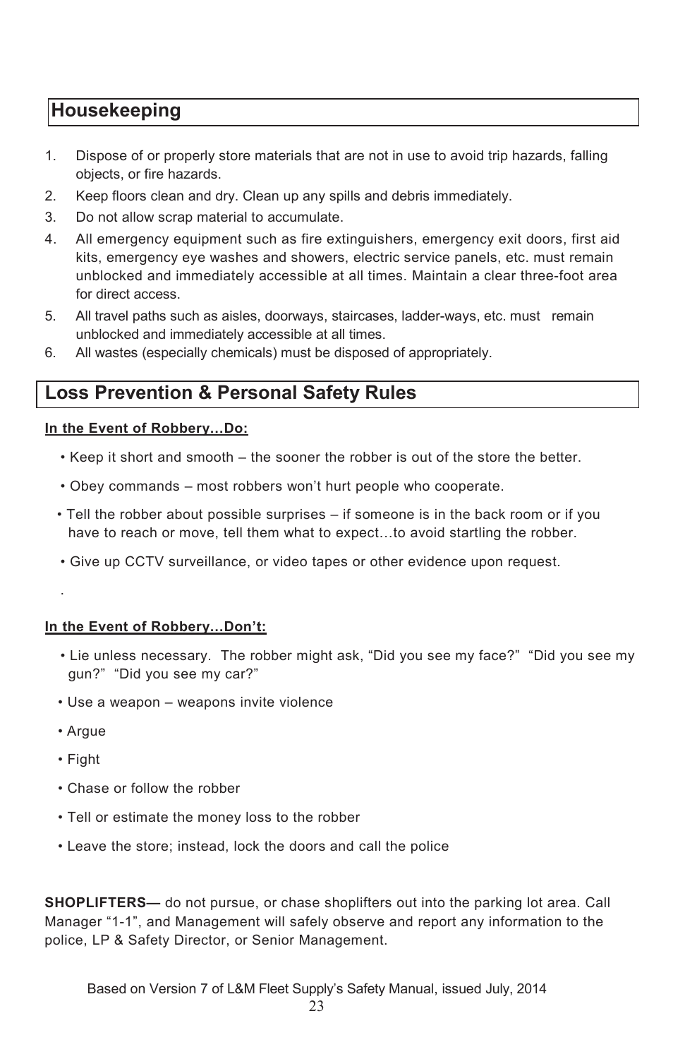## Housekeeping

1. Dispose of or properly store materials that are not in use to avoid trip hazards, falling objects, or fire hazards.
2. Keep floors clean and dry. Clean up any spills and debris immediately.
3. Do not allow scrap material to accumulate.
4. All emergency equipment such as fire extinguishers, emergency exit doors, first aid kits, emergency eye washes and showers, electric service panels, etc. must remain unblocked and immediately accessible at all times. Maintain a clear three-foot area for direct access.
5. All travel paths such as aisles, doorways, staircases, ladder-ways, etc. must remain unblocked and immediately accessible at all times.
6. All wastes (especially chemicals) must be disposed of appropriately.

## Loss Prevention & Personal Safety Rules

**In the Event of Robbery…Do:**

- Keep it short and smooth – the sooner the robber is out of the store the better.
- Obey commands – most robbers won't hurt people who cooperate.
- Tell the robber about possible surprises – if someone is in the back room or if you have to reach or move, tell them what to expect…to avoid startling the robber.
- Give up CCTV surveillance, or video tapes or other evidence upon request.

.

**In the Event of Robbery…Don't:**

- Lie unless necessary. The robber might ask, "Did you see my face?" "Did you see my gun?" "Did you see my car?"
- Use a weapon – weapons invite violence
- Argue
- Fight
- Chase or follow the robber
- Tell or estimate the money loss to the robber
- Leave the store; instead, lock the doors and call the police

**SHOPLIFTERS—** do not pursue, or chase shoplifters out into the parking lot area. Call Manager "1-1", and Management will safely observe and report any information to the police, LP & Safety Director, or Senior Management.

Based on Version 7 of L&M Fleet Supply's Safety Manual, issued July, 2014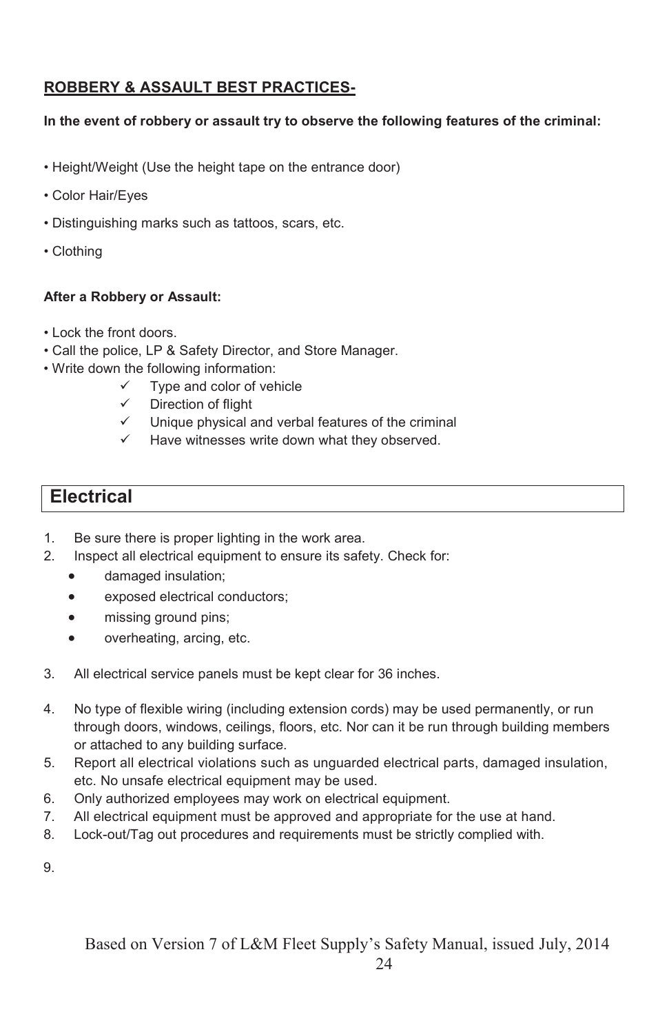## ROBBERY & ASSAULT BEST PRACTICES-

**In the event of robbery or assault try to observe the following features of the criminal:**

- Height/Weight (Use the height tape on the entrance door)
- Color Hair/Eyes
- Distinguishing marks such as tattoos, scars, etc.
- Clothing

**After a Robbery or Assault:**

- Lock the front doors.
- Call the police, LP & Safety Director, and Store Manager.
- Write down the following information:
  - ✓ Type and color of vehicle
  - ✓ Direction of flight
  - ✓ Unique physical and verbal features of the criminal
  - ✓ Have witnesses write down what they observed.

# Electrical

1. Be sure there is proper lighting in the work area.
2. Inspect all electrical equipment to ensure its safety. Check for:
   - damaged insulation;
   - exposed electrical conductors;
   - missing ground pins;
   - overheating, arcing, etc.
3. All electrical service panels must be kept clear for 36 inches.
4. No type of flexible wiring (including extension cords) may be used permanently, or run through doors, windows, ceilings, floors, etc. Nor can it be run through building members or attached to any building surface.
5. Report all electrical violations such as unguarded electrical parts, damaged insulation, etc. No unsafe electrical equipment may be used.
6. Only authorized employees may work on electrical equipment.
7. All electrical equipment must be approved and appropriate for the use at hand.
8. Lock-out/Tag out procedures and requirements must be strictly complied with.
9.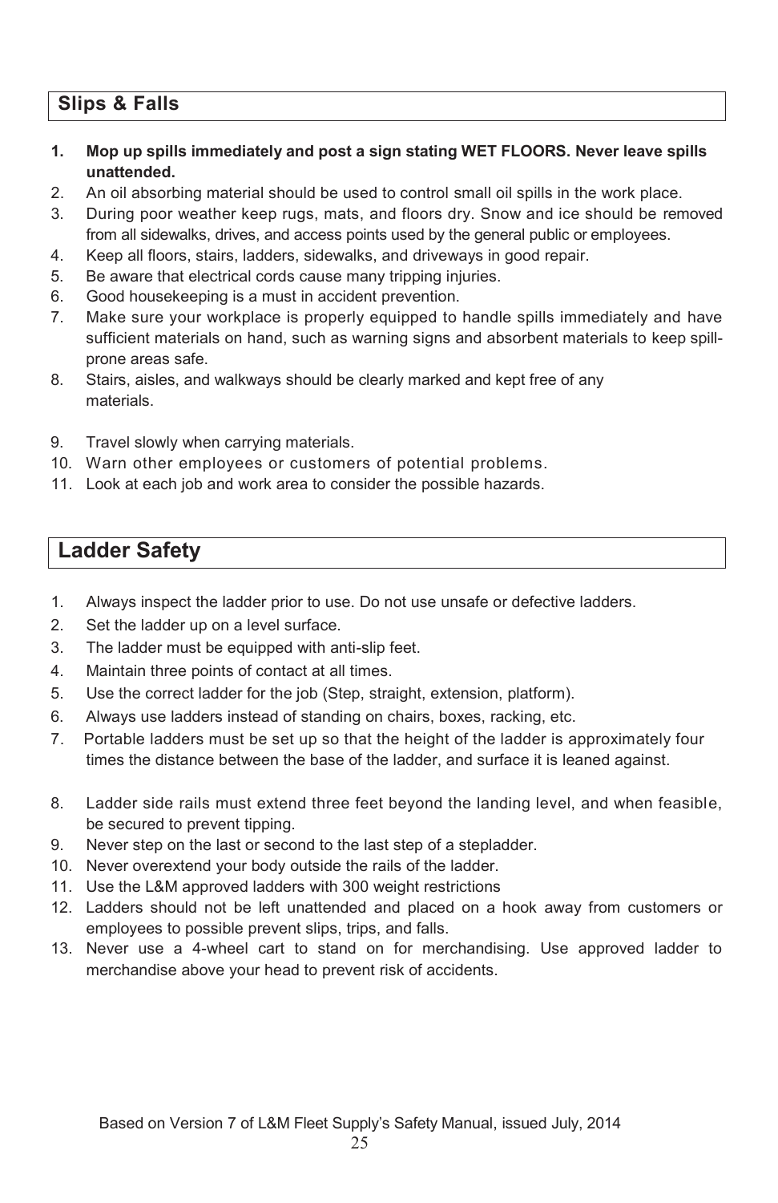## Slips & Falls

1. **Mop up spills immediately and post a sign stating WET FLOORS. Never leave spills unattended.**
2. An oil absorbing material should be used to control small oil spills in the work place.
3. During poor weather keep rugs, mats, and floors dry. Snow and ice should be removed from all sidewalks, drives, and access points used by the general public or employees.
4. Keep all floors, stairs, ladders, sidewalks, and driveways in good repair.
5. Be aware that electrical cords cause many tripping injuries.
6. Good housekeeping is a must in accident prevention.
7. Make sure your workplace is properly equipped to handle spills immediately and have sufficient materials on hand, such as warning signs and absorbent materials to keep spill-prone areas safe.
8. Stairs, aisles, and walkways should be clearly marked and kept free of any materials.
9. Travel slowly when carrying materials.
10. Warn other employees or customers of potential problems.
11. Look at each job and work area to consider the possible hazards.

## Ladder Safety

1. Always inspect the ladder prior to use. Do not use unsafe or defective ladders.
2. Set the ladder up on a level surface.
3. The ladder must be equipped with anti-slip feet.
4. Maintain three points of contact at all times.
5. Use the correct ladder for the job (Step, straight, extension, platform).
6. Always use ladders instead of standing on chairs, boxes, racking, etc.
7. Portable ladders must be set up so that the height of the ladder is approximately four times the distance between the base of the ladder, and surface it is leaned against.
8. Ladder side rails must extend three feet beyond the landing level, and when feasible, be secured to prevent tipping.
9. Never step on the last or second to the last step of a stepladder.
10. Never overextend your body outside the rails of the ladder.
11. Use the L&M approved ladders with 300 weight restrictions
12. Ladders should not be left unattended and placed on a hook away from customers or employees to possible prevent slips, trips, and falls.
13. Never use a 4-wheel cart to stand on for merchandising. Use approved ladder to merchandise above your head to prevent risk of accidents.

Based on Version 7 of L&M Fleet Supply's Safety Manual, issued July, 2014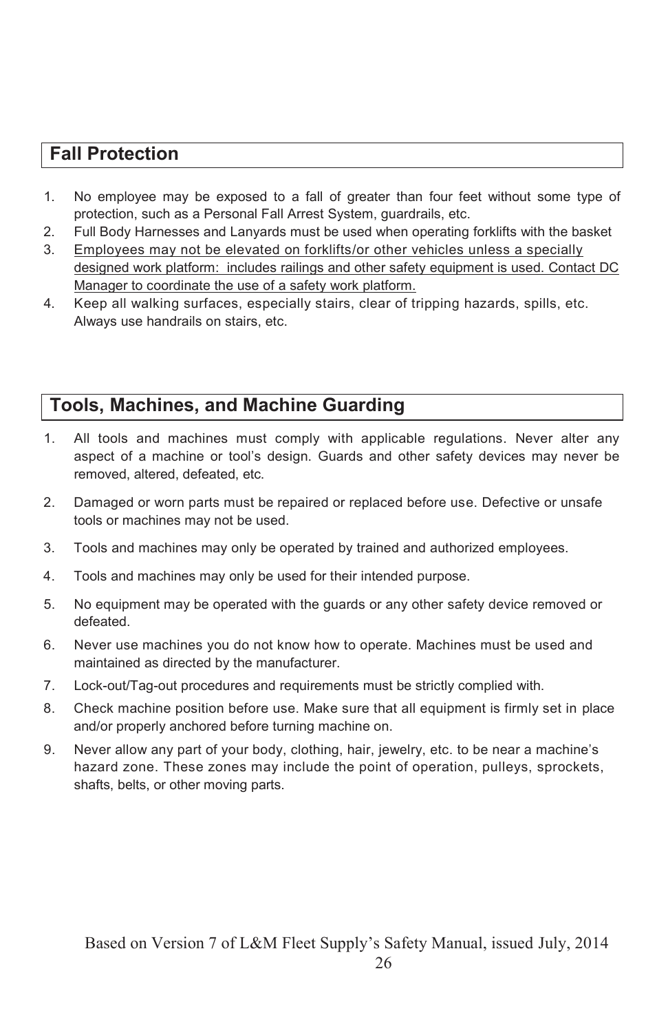## Fall Protection

1. No employee may be exposed to a fall of greater than four feet without some type of protection, such as a Personal Fall Arrest System, guardrails, etc.
2. Full Body Harnesses and Lanyards must be used when operating forklifts with the basket
3. <u>Employees may not be elevated on forklifts/or other vehicles unless a specially designed work platform: includes railings and other safety equipment is used. Contact DC Manager to coordinate the use of a safety work platform.</u>
4. Keep all walking surfaces, especially stairs, clear of tripping hazards, spills, etc. Always use handrails on stairs, etc.

## Tools, Machines, and Machine Guarding

1. All tools and machines must comply with applicable regulations. Never alter any aspect of a machine or tool's design. Guards and other safety devices may never be removed, altered, defeated, etc.
2. Damaged or worn parts must be repaired or replaced before use. Defective or unsafe tools or machines may not be used.
3. Tools and machines may only be operated by trained and authorized employees.
4. Tools and machines may only be used for their intended purpose.
5. No equipment may be operated with the guards or any other safety device removed or defeated.
6. Never use machines you do not know how to operate. Machines must be used and maintained as directed by the manufacturer.
7. Lock-out/Tag-out procedures and requirements must be strictly complied with.
8. Check machine position before use. Make sure that all equipment is firmly set in place and/or properly anchored before turning machine on.
9. Never allow any part of your body, clothing, hair, jewelry, etc. to be near a machine's hazard zone. These zones may include the point of operation, pulleys, sprockets, shafts, belts, or other moving parts.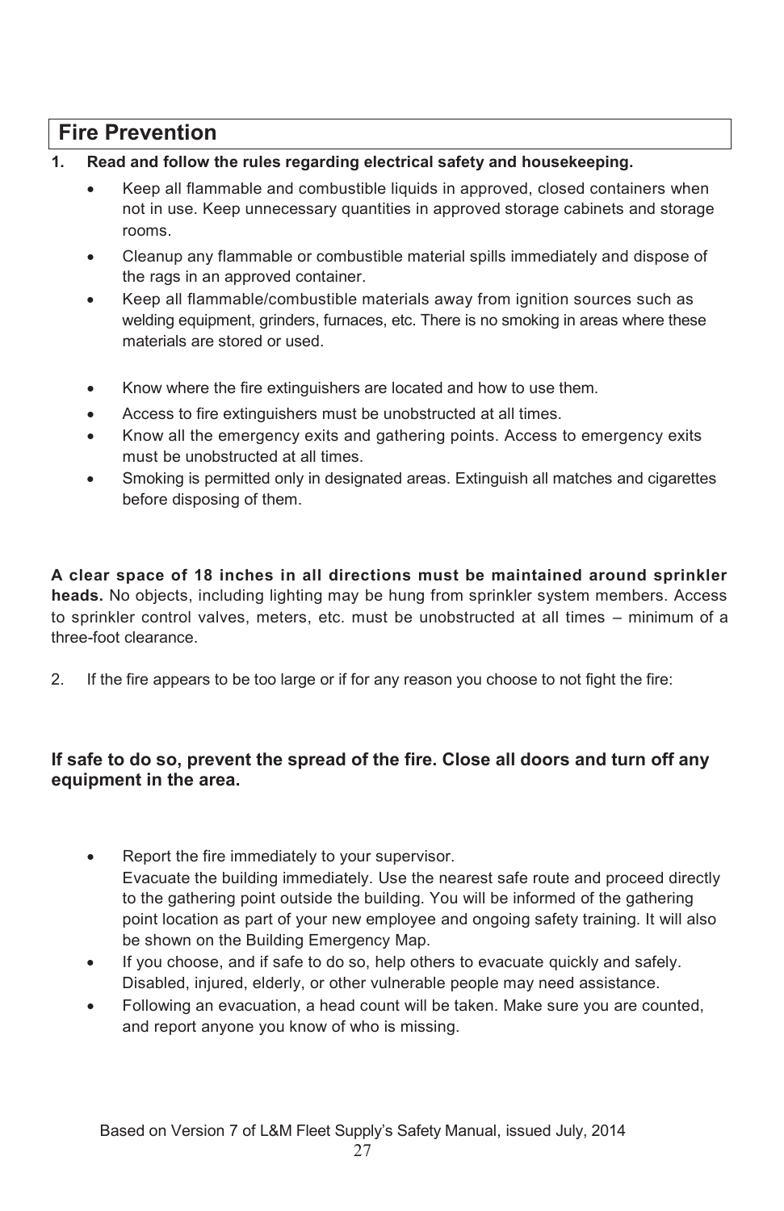## Fire Prevention

**1. Read and follow the rules regarding electrical safety and housekeeping.**

- Keep all flammable and combustible liquids in approved, closed containers when not in use. Keep unnecessary quantities in approved storage cabinets and storage rooms.
- Cleanup any flammable or combustible material spills immediately and dispose of the rags in an approved container.
- Keep all flammable/combustible materials away from ignition sources such as welding equipment, grinders, furnaces, etc. There is no smoking in areas where these materials are stored or used.

- Know where the fire extinguishers are located and how to use them.
- Access to fire extinguishers must be unobstructed at all times.
- Know all the emergency exits and gathering points. Access to emergency exits must be unobstructed at all times.
- Smoking is permitted only in designated areas. Extinguish all matches and cigarettes before disposing of them.

**A clear space of 18 inches in all directions must be maintained around sprinkler heads.** No objects, including lighting may be hung from sprinkler system members. Access to sprinkler control valves, meters, etc. must be unobstructed at all times – minimum of a three-foot clearance.

2. If the fire appears to be too large or if for any reason you choose to not fight the fire:

**If safe to do so, prevent the spread of the fire. Close all doors and turn off any equipment in the area.**

- Report the fire immediately to your supervisor.
  Evacuate the building immediately. Use the nearest safe route and proceed directly to the gathering point outside the building. You will be informed of the gathering point location as part of your new employee and ongoing safety training. It will also be shown on the Building Emergency Map.
- If you choose, and if safe to do so, help others to evacuate quickly and safely. Disabled, injured, elderly, or other vulnerable people may need assistance.
- Following an evacuation, a head count will be taken. Make sure you are counted, and report anyone you know of who is missing.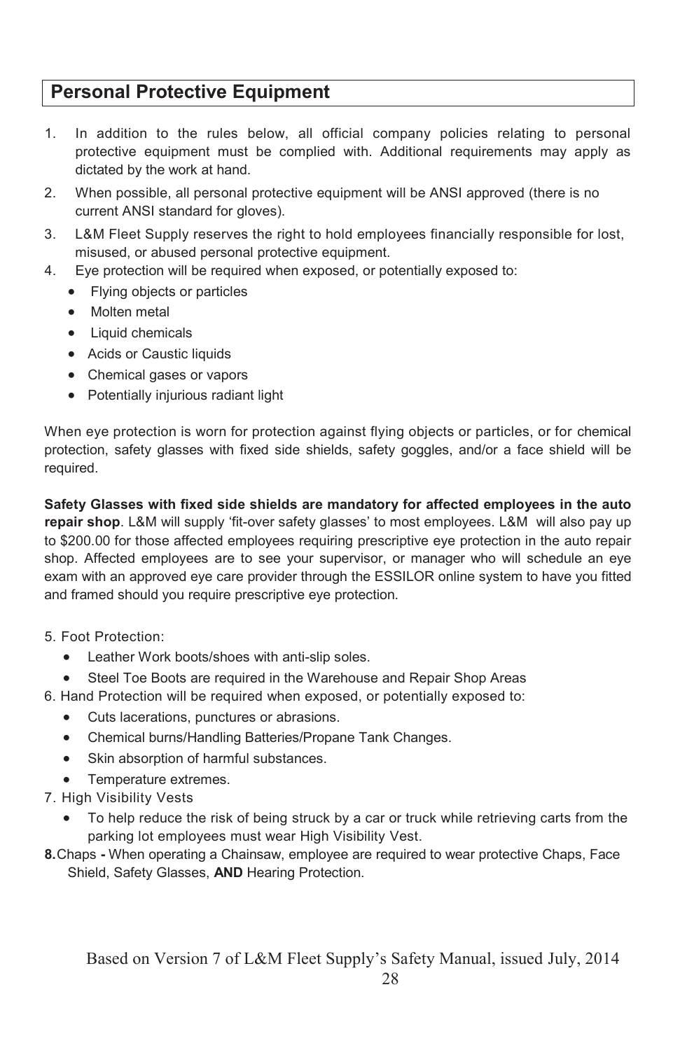## Personal Protective Equipment

1. In addition to the rules below, all official company policies relating to personal protective equipment must be complied with. Additional requirements may apply as dictated by the work at hand.
2. When possible, all personal protective equipment will be ANSI approved (there is no current ANSI standard for gloves).
3. L&M Fleet Supply reserves the right to hold employees financially responsible for lost, misused, or abused personal protective equipment.
4. Eye protection will be required when exposed, or potentially exposed to:
   - Flying objects or particles
   - Molten metal
   - Liquid chemicals
   - Acids or Caustic liquids
   - Chemical gases or vapors
   - Potentially injurious radiant light

When eye protection is worn for protection against flying objects or particles, or for chemical protection, safety glasses with fixed side shields, safety goggles, and/or a face shield will be required.

**Safety Glasses with fixed side shields are mandatory for affected employees in the auto repair shop**. L&M will supply 'fit-over safety glasses' to most employees. L&M will also pay up to $200.00 for those affected employees requiring prescriptive eye protection in the auto repair shop. Affected employees are to see your supervisor, or manager who will schedule an eye exam with an approved eye care provider through the ESSILOR online system to have you fitted and framed should you require prescriptive eye protection.

5. Foot Protection:
   - Leather Work boots/shoes with anti-slip soles.
   - Steel Toe Boots are required in the Warehouse and Repair Shop Areas
6. Hand Protection will be required when exposed, or potentially exposed to:
   - Cuts lacerations, punctures or abrasions.
   - Chemical burns/Handling Batteries/Propane Tank Changes.
   - Skin absorption of harmful substances.
   - Temperature extremes.
7. High Visibility Vests
   - To help reduce the risk of being struck by a car or truck while retrieving carts from the parking lot employees must wear High Visibility Vest.
8. Chaps **-** When operating a Chainsaw, employee are required to wear protective Chaps, Face Shield, Safety Glasses, **AND** Hearing Protection.

Based on Version 7 of L&M Fleet Supply's Safety Manual, issued July, 2014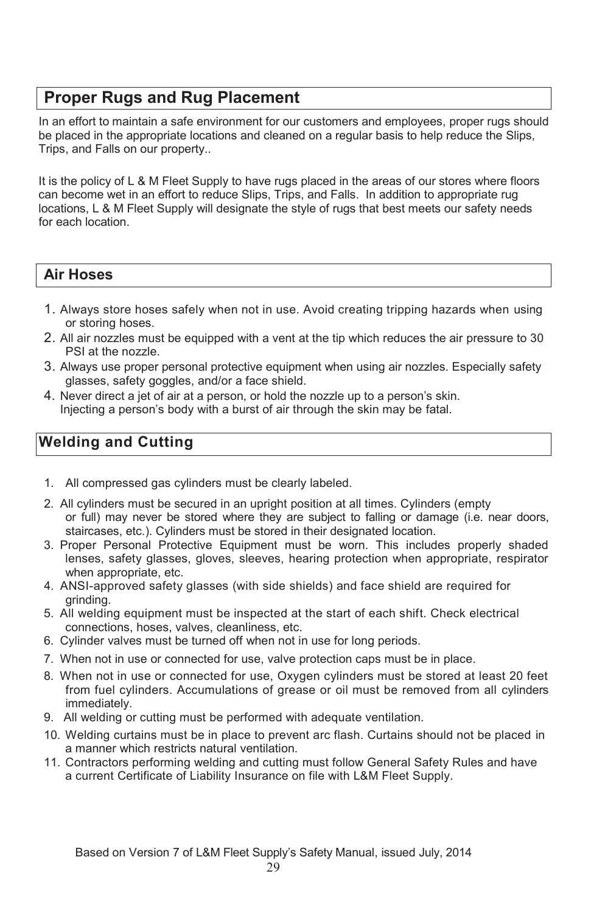## Proper Rugs and Rug Placement

In an effort to maintain a safe environment for our customers and employees, proper rugs should be placed in the appropriate locations and cleaned on a regular basis to help reduce the Slips, Trips, and Falls on our property..

It is the policy of L & M Fleet Supply to have rugs placed in the areas of our stores where floors can become wet in an effort to reduce Slips, Trips, and Falls. In addition to appropriate rug locations, L & M Fleet Supply will designate the style of rugs that best meets our safety needs for each location.

## Air Hoses

1. Always store hoses safely when not in use. Avoid creating tripping hazards when using or storing hoses.
2. All air nozzles must be equipped with a vent at the tip which reduces the air pressure to 30 PSI at the nozzle.
3. Always use proper personal protective equipment when using air nozzles. Especially safety glasses, safety goggles, and/or a face shield.
4. Never direct a jet of air at a person, or hold the nozzle up to a person's skin. Injecting a person's body with a burst of air through the skin may be fatal.

## Welding and Cutting

1. All compressed gas cylinders must be clearly labeled.
2. All cylinders must be secured in an upright position at all times. Cylinders (empty or full) may never be stored where they are subject to falling or damage (i.e. near doors, staircases, etc.). Cylinders must be stored in their designated location.
3. Proper Personal Protective Equipment must be worn. This includes properly shaded lenses, safety glasses, gloves, sleeves, hearing protection when appropriate, respirator when appropriate, etc.
4. ANSI-approved safety glasses (with side shields) and face shield are required for grinding.
5. All welding equipment must be inspected at the start of each shift. Check electrical connections, hoses, valves, cleanliness, etc.
6. Cylinder valves must be turned off when not in use for long periods.
7. When not in use or connected for use, valve protection caps must be in place.
8. When not in use or connected for use, Oxygen cylinders must be stored at least 20 feet from fuel cylinders. Accumulations of grease or oil must be removed from all cylinders immediately.
9. All welding or cutting must be performed with adequate ventilation.
10. Welding curtains must be in place to prevent arc flash. Curtains should not be placed in a manner which restricts natural ventilation.
11. Contractors performing welding and cutting must follow General Safety Rules and have a current Certificate of Liability Insurance on file with L&M Fleet Supply.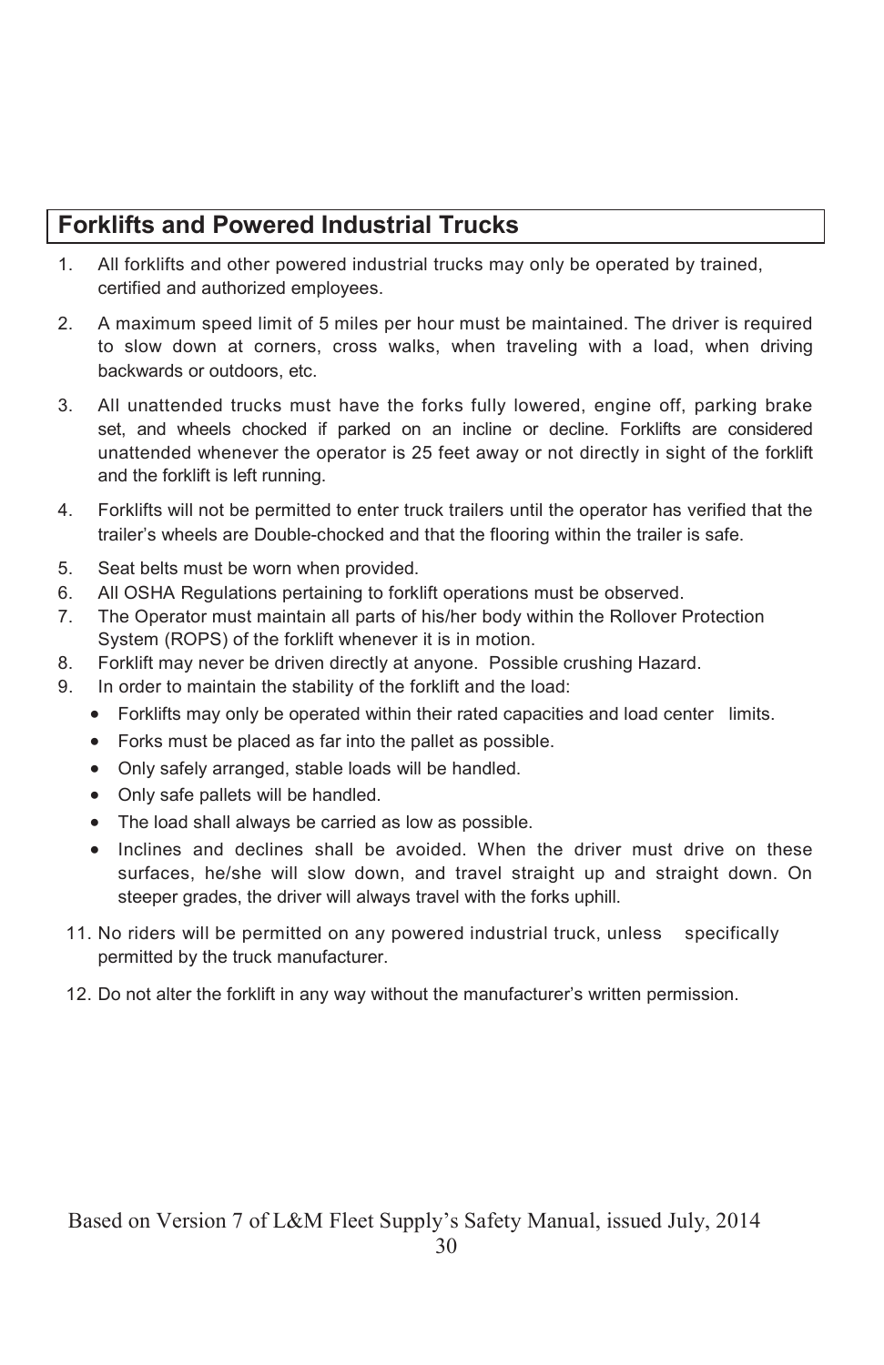## Forklifts and Powered Industrial Trucks

1. All forklifts and other powered industrial trucks may only be operated by trained, certified and authorized employees.

2. A maximum speed limit of 5 miles per hour must be maintained. The driver is required to slow down at corners, cross walks, when traveling with a load, when driving backwards or outdoors, etc.

3. All unattended trucks must have the forks fully lowered, engine off, parking brake set, and wheels chocked if parked on an incline or decline. Forklifts are considered unattended whenever the operator is 25 feet away or not directly in sight of the forklift and the forklift is left running.

4. Forklifts will not be permitted to enter truck trailers until the operator has verified that the trailer's wheels are Double-chocked and that the flooring within the trailer is safe.

5. Seat belts must be worn when provided.
6. All OSHA Regulations pertaining to forklift operations must be observed.
7. The Operator must maintain all parts of his/her body within the Rollover Protection System (ROPS) of the forklift whenever it is in motion.
8. Forklift may never be driven directly at anyone. Possible crushing Hazard.
9. In order to maintain the stability of the forklift and the load:
   - Forklifts may only be operated within their rated capacities and load center limits.
   - Forks must be placed as far into the pallet as possible.
   - Only safely arranged, stable loads will be handled.
   - Only safe pallets will be handled.
   - The load shall always be carried as low as possible.
   - Inclines and declines shall be avoided. When the driver must drive on these surfaces, he/she will slow down, and travel straight up and straight down. On steeper grades, the driver will always travel with the forks uphill.

11. No riders will be permitted on any powered industrial truck, unless specifically permitted by the truck manufacturer.

12. Do not alter the forklift in any way without the manufacturer's written permission.

Based on Version 7 of L&M Fleet Supply's Safety Manual, issued July, 2014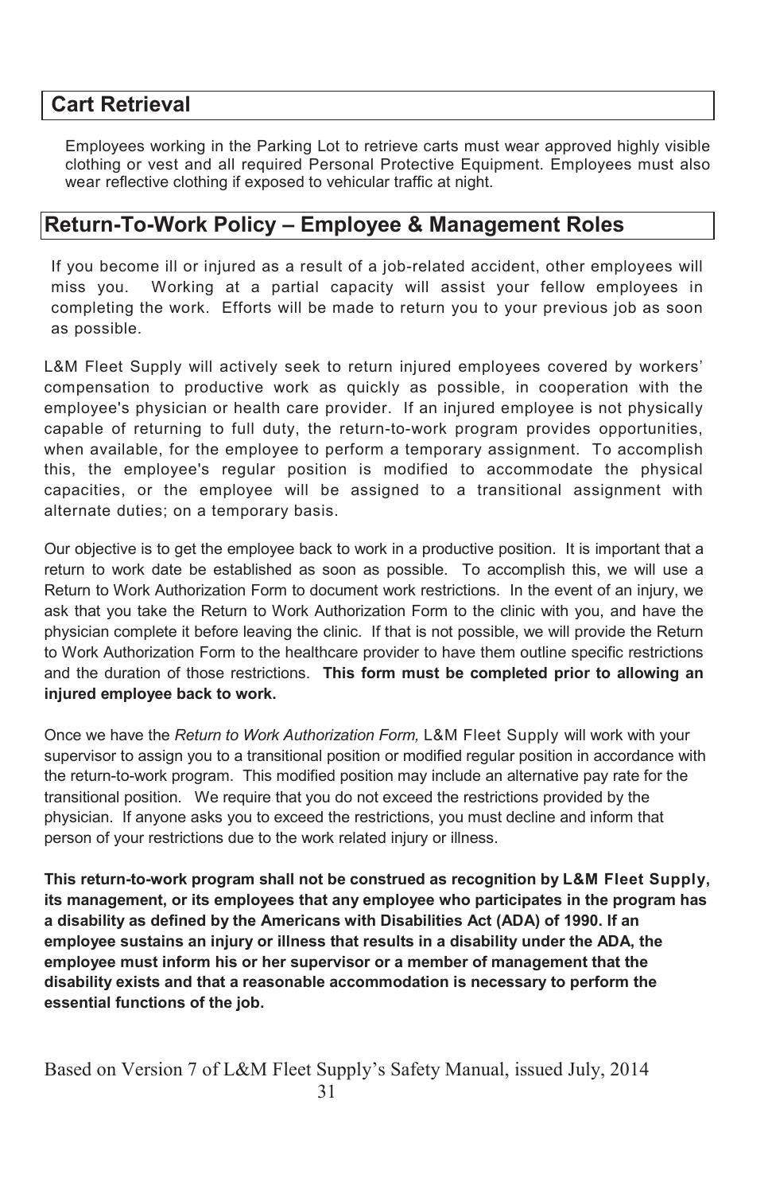## Cart Retrieval

Employees working in the Parking Lot to retrieve carts must wear approved highly visible clothing or vest and all required Personal Protective Equipment. Employees must also wear reflective clothing if exposed to vehicular traffic at night.

## Return-To-Work Policy – Employee & Management Roles

If you become ill or injured as a result of a job-related accident, other employees will miss you. Working at a partial capacity will assist your fellow employees in completing the work. Efforts will be made to return you to your previous job as soon as possible.

L&M Fleet Supply will actively seek to return injured employees covered by workers' compensation to productive work as quickly as possible, in cooperation with the employee's physician or health care provider. If an injured employee is not physically capable of returning to full duty, the return-to-work program provides opportunities, when available, for the employee to perform a temporary assignment. To accomplish this, the employee's regular position is modified to accommodate the physical capacities, or the employee will be assigned to a transitional assignment with alternate duties; on a temporary basis.

Our objective is to get the employee back to work in a productive position. It is important that a return to work date be established as soon as possible. To accomplish this, we will use a Return to Work Authorization Form to document work restrictions. In the event of an injury, we ask that you take the Return to Work Authorization Form to the clinic with you, and have the physician complete it before leaving the clinic. If that is not possible, we will provide the Return to Work Authorization Form to the healthcare provider to have them outline specific restrictions and the duration of those restrictions. **This form must be completed prior to allowing an injured employee back to work.**

Once we have the *Return to Work Authorization Form,* L&M Fleet Supply will work with your supervisor to assign you to a transitional position or modified regular position in accordance with the return-to-work program. This modified position may include an alternative pay rate for the transitional position. We require that you do not exceed the restrictions provided by the physician. If anyone asks you to exceed the restrictions, you must decline and inform that person of your restrictions due to the work related injury or illness.

**This return-to-work program shall not be construed as recognition by L&M Fleet Supply, its management, or its employees that any employee who participates in the program has a disability as defined by the Americans with Disabilities Act (ADA) of 1990. If an employee sustains an injury or illness that results in a disability under the ADA, the employee must inform his or her supervisor or a member of management that the disability exists and that a reasonable accommodation is necessary to perform the essential functions of the job.**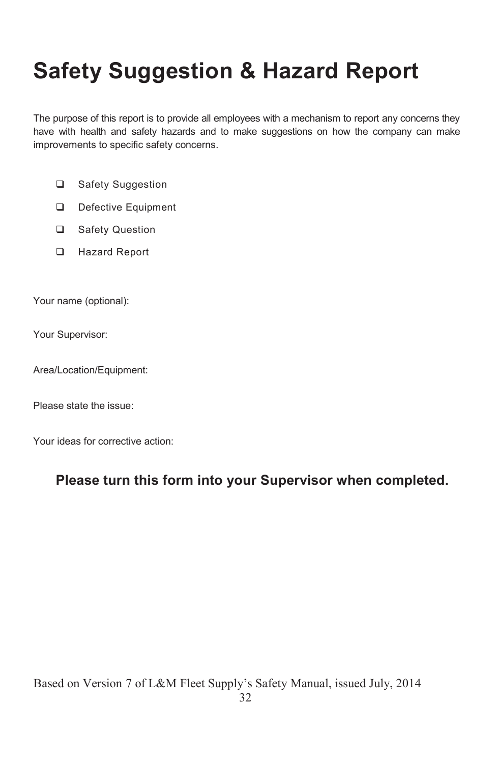# Safety Suggestion & Hazard Report

The purpose of this report is to provide all employees with a mechanism to report any concerns they have with health and safety hazards and to make suggestions on how the company can make improvements to specific safety concerns.

- ❑ Safety Suggestion
- ❑ Defective Equipment
- ❑ Safety Question
- ❑ Hazard Report

Your name (optional):

Your Supervisor:

Area/Location/Equipment:

Please state the issue:

Your ideas for corrective action:

**Please turn this form into your Supervisor when completed.**

Based on Version 7 of L&M Fleet Supply's Safety Manual, issued July, 2014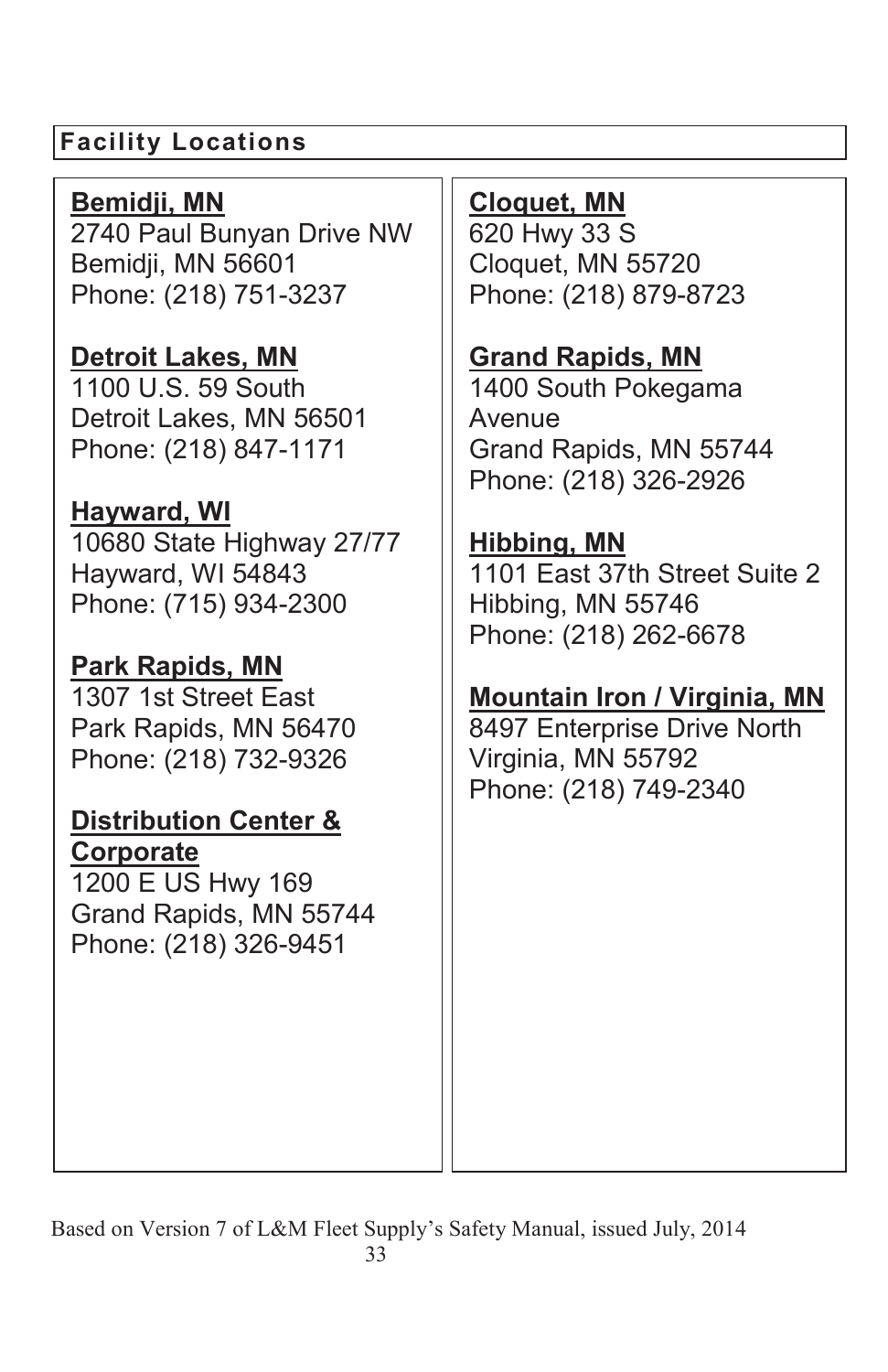## Facility Locations

**Bemidji, MN**
2740 Paul Bunyan Drive NW
Bemidji, MN 56601
Phone: (218) 751-3237

**Detroit Lakes, MN**
1100 U.S. 59 South
Detroit Lakes, MN 56501
Phone: (218) 847-1171

**Hayward, WI**
10680 State Highway 27/77
Hayward, WI 54843
Phone: (715) 934-2300

**Park Rapids, MN**
1307 1st Street East
Park Rapids, MN 56470
Phone: (218) 732-9326

**Distribution Center & Corporate**
1200 E US Hwy 169
Grand Rapids, MN 55744
Phone: (218) 326-9451

**Cloquet, MN**
620 Hwy 33 S
Cloquet, MN 55720
Phone: (218) 879-8723

**Grand Rapids, MN**
1400 South Pokegama Avenue
Grand Rapids, MN 55744
Phone: (218) 326-2926

**Hibbing, MN**
1101 East 37th Street Suite 2
Hibbing, MN 55746
Phone: (218) 262-6678

**Mountain Iron / Virginia, MN**
8497 Enterprise Drive North
Virginia, MN 55792
Phone: (218) 749-2340

Based on Version 7 of L&M Fleet Supply's Safety Manual, issued July, 2014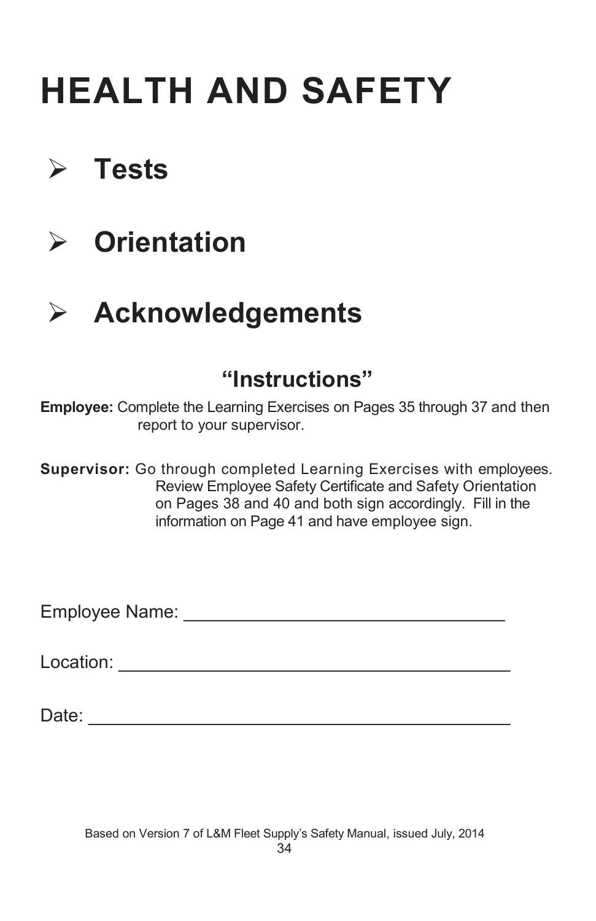# HEALTH AND SAFETY

- **Tests**
- **Orientation**
- **Acknowledgements**

## "Instructions"

**Employee:** Complete the Learning Exercises on Pages 35 through 37 and then report to your supervisor.

**Supervisor:** Go through completed Learning Exercises with employees. Review Employee Safety Certificate and Safety Orientation on Pages 38 and 40 and both sign accordingly. Fill in the information on Page 41 and have employee sign.

Employee Name: ________________________________

Location: ________________________________________

Date: ___________________________________________

Based on Version 7 of L&M Fleet Supply's Safety Manual, issued July, 2014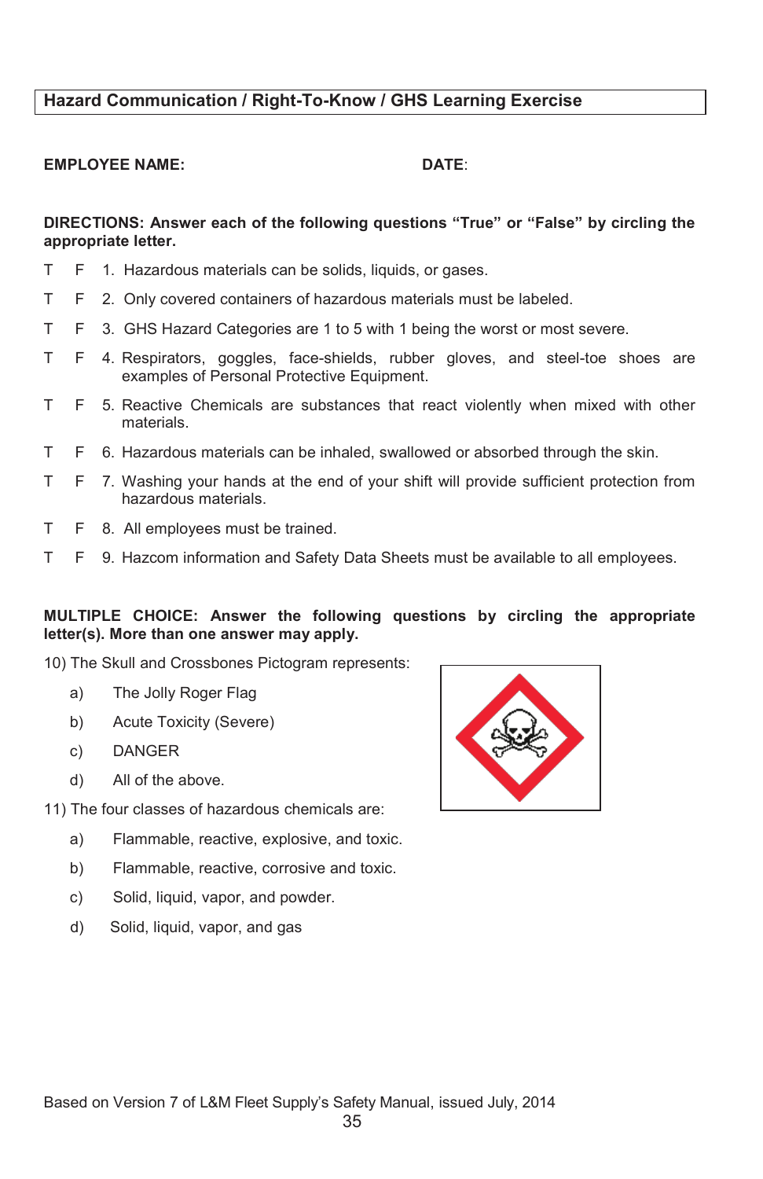## Hazard Communication / Right-To-Know / GHS Learning Exercise

**EMPLOYEE NAME:** **DATE**:

**DIRECTIONS: Answer each of the following questions "True" or "False" by circling the appropriate letter.**

T F 1. Hazardous materials can be solids, liquids, or gases.

T F 2. Only covered containers of hazardous materials must be labeled.

T F 3. GHS Hazard Categories are 1 to 5 with 1 being the worst or most severe.

T F 4. Respirators, goggles, face-shields, rubber gloves, and steel-toe shoes are examples of Personal Protective Equipment.

T F 5. Reactive Chemicals are substances that react violently when mixed with other materials.

T F 6. Hazardous materials can be inhaled, swallowed or absorbed through the skin.

T F 7. Washing your hands at the end of your shift will provide sufficient protection from hazardous materials.

T F 8. All employees must be trained.

T F 9. Hazcom information and Safety Data Sheets must be available to all employees.

**MULTIPLE CHOICE: Answer the following questions by circling the appropriate letter(s). More than one answer may apply.**

10) The Skull and Crossbones Pictogram represents:

a) The Jolly Roger Flag

b) Acute Toxicity (Severe)

c) DANGER

d) All of the above.

11) The four classes of hazardous chemicals are:

a) Flammable, reactive, explosive, and toxic.

b) Flammable, reactive, corrosive and toxic.

c) Solid, liquid, vapor, and powder.

d) Solid, liquid, vapor, and gas

Based on Version 7 of L&M Fleet Supply's Safety Manual, issued July, 2014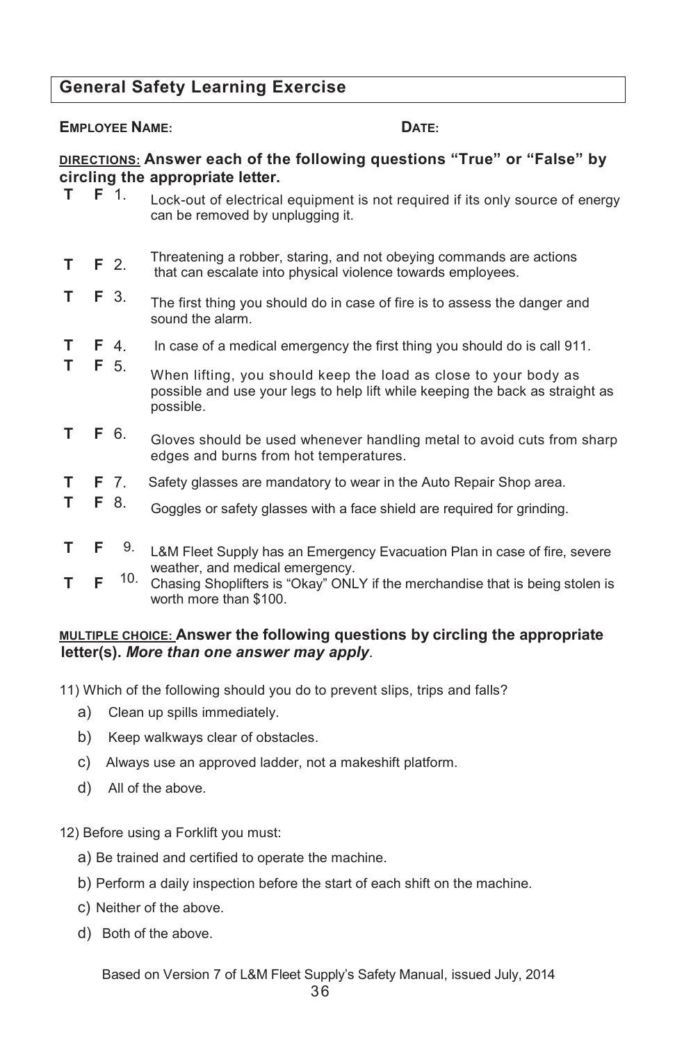## General Safety Learning Exercise

**EMPLOYEE NAME:** **DATE:**

DIRECTIONS: **Answer each of the following questions "True" or "False" by circling the appropriate letter.**

**T F** 1. Lock-out of electrical equipment is not required if its only source of energy can be removed by unplugging it.

**T F** 2. Threatening a robber, staring, and not obeying commands are actions that can escalate into physical violence towards employees.

**T F** 3. The first thing you should do in case of fire is to assess the danger and sound the alarm.

**T F** 4. In case of a medical emergency the first thing you should do is call 911.

**T F** 5. When lifting, you should keep the load as close to your body as possible and use your legs to help lift while keeping the back as straight as possible.

**T F** 6. Gloves should be used whenever handling metal to avoid cuts from sharp edges and burns from hot temperatures.

**T F** 7. Safety glasses are mandatory to wear in the Auto Repair Shop area.

**T F** 8. Goggles or safety glasses with a face shield are required for grinding.

**T F** 9. L&M Fleet Supply has an Emergency Evacuation Plan in case of fire, severe weather, and medical emergency.

**T F** 10. Chasing Shoplifters is "Okay" ONLY if the merchandise that is being stolen is worth more than $100.

MULTIPLE CHOICE: **Answer the following questions by circling the appropriate letter(s).** ***More than one answer may apply***.

11) Which of the following should you do to prevent slips, trips and falls?

a) Clean up spills immediately.

b) Keep walkways clear of obstacles.

c) Always use an approved ladder, not a makeshift platform.

d) All of the above.

12) Before using a Forklift you must:

a) Be trained and certified to operate the machine.

b) Perform a daily inspection before the start of each shift on the machine.

c) Neither of the above.

d) Both of the above.

Based on Version 7 of L&M Fleet Supply's Safety Manual, issued July, 2014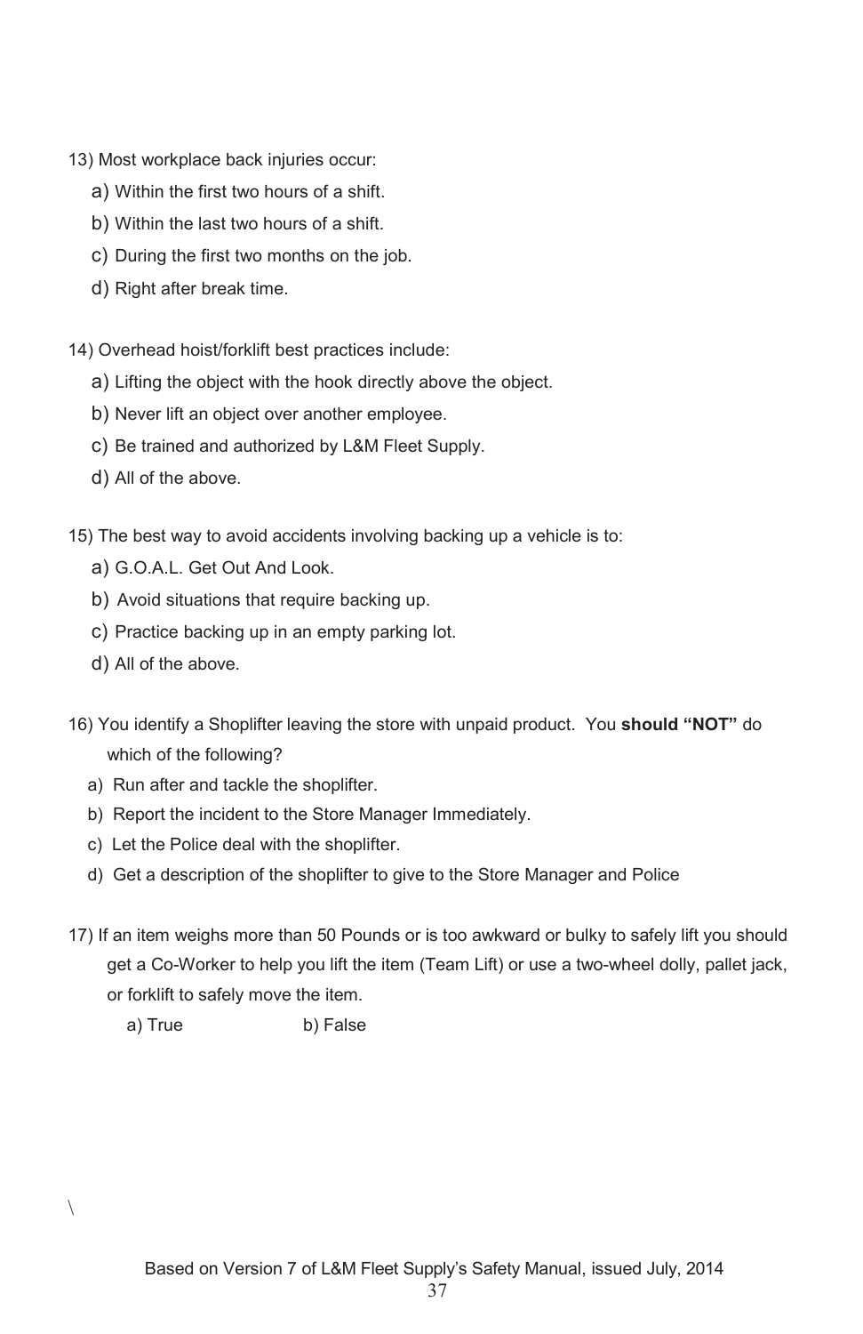13) Most workplace back injuries occur:

a) Within the first two hours of a shift.

b) Within the last two hours of a shift.

c) During the first two months on the job.

d) Right after break time.

14) Overhead hoist/forklift best practices include:

a) Lifting the object with the hook directly above the object.

b) Never lift an object over another employee.

c) Be trained and authorized by L&M Fleet Supply.

d) All of the above.

15) The best way to avoid accidents involving backing up a vehicle is to:

a) G.O.A.L. Get Out And Look.

b) Avoid situations that require backing up.

c) Practice backing up in an empty parking lot.

d) All of the above.

16) You identify a Shoplifter leaving the store with unpaid product. You **should "NOT"** do which of the following?

a) Run after and tackle the shoplifter.

b) Report the incident to the Store Manager Immediately.

c) Let the Police deal with the shoplifter.

d) Get a description of the shoplifter to give to the Store Manager and Police

17) If an item weighs more than 50 Pounds or is too awkward or bulky to safely lift you should get a Co-Worker to help you lift the item (Team Lift) or use a two-wheel dolly, pallet jack, or forklift to safely move the item.

a) True b) False

\

Based on Version 7 of L&M Fleet Supply's Safety Manual, issued July, 2014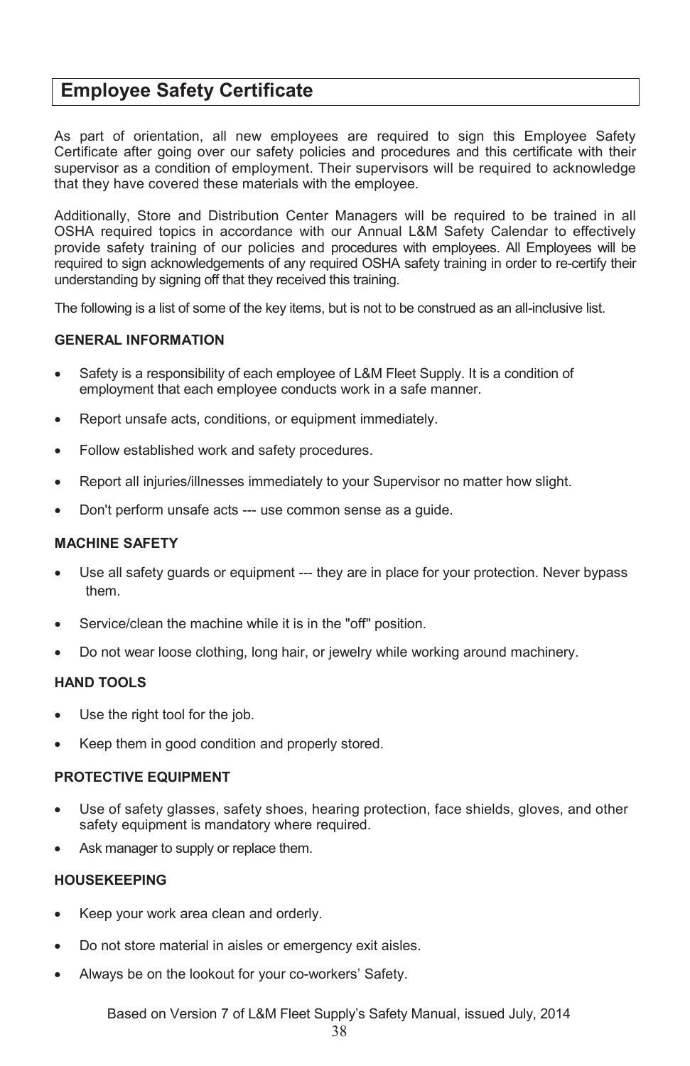# Employee Safety Certificate

As part of orientation, all new employees are required to sign this Employee Safety Certificate after going over our safety policies and procedures and this certificate with their supervisor as a condition of employment. Their supervisors will be required to acknowledge that they have covered these materials with the employee.

Additionally, Store and Distribution Center Managers will be required to be trained in all OSHA required topics in accordance with our Annual L&M Safety Calendar to effectively provide safety training of our policies and procedures with employees. All Employees will be required to sign acknowledgements of any required OSHA safety training in order to re-certify their understanding by signing off that they received this training.

The following is a list of some of the key items, but is not to be construed as an all-inclusive list.

**GENERAL INFORMATION**

- Safety is a responsibility of each employee of L&M Fleet Supply. It is a condition of employment that each employee conducts work in a safe manner.
- Report unsafe acts, conditions, or equipment immediately.
- Follow established work and safety procedures.
- Report all injuries/illnesses immediately to your Supervisor no matter how slight.
- Don't perform unsafe acts --- use common sense as a guide.

**MACHINE SAFETY**

- Use all safety guards or equipment --- they are in place for your protection. Never bypass them.
- Service/clean the machine while it is in the "off" position.
- Do not wear loose clothing, long hair, or jewelry while working around machinery.

**HAND TOOLS**

- Use the right tool for the job.
- Keep them in good condition and properly stored.

**PROTECTIVE EQUIPMENT**

- Use of safety glasses, safety shoes, hearing protection, face shields, gloves, and other safety equipment is mandatory where required.
- Ask manager to supply or replace them.

**HOUSEKEEPING**

- Keep your work area clean and orderly.
- Do not store material in aisles or emergency exit aisles.
- Always be on the lookout for your co-workers' Safety.

Based on Version 7 of L&M Fleet Supply's Safety Manual, issued July, 2014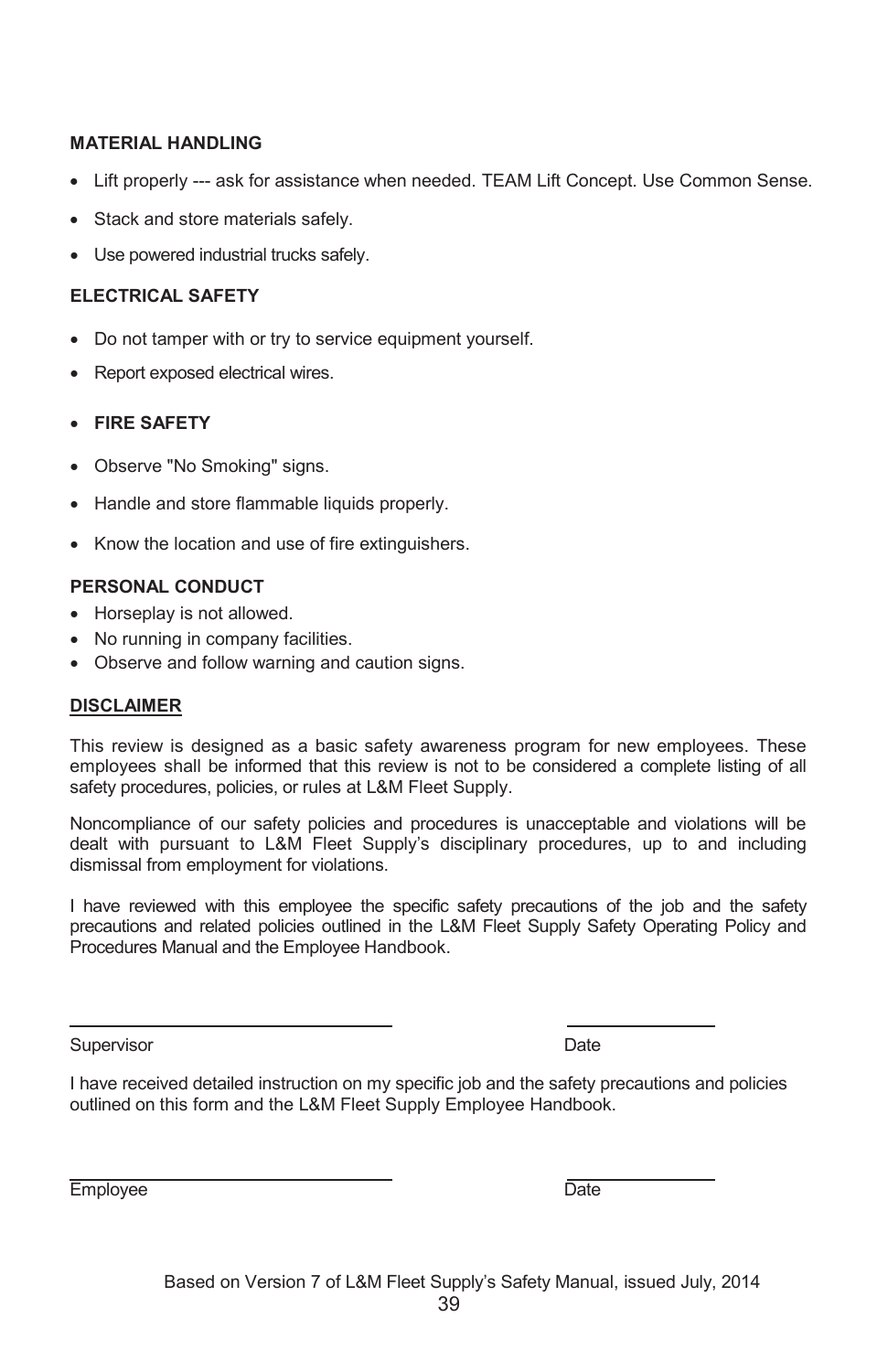**MATERIAL HANDLING**

- Lift properly --- ask for assistance when needed. TEAM Lift Concept. Use Common Sense.
- Stack and store materials safely.
- Use powered industrial trucks safely.

**ELECTRICAL SAFETY**

- Do not tamper with or try to service equipment yourself.
- Report exposed electrical wires.

- **FIRE SAFETY**

- Observe "No Smoking" signs.
- Handle and store flammable liquids properly.
- Know the location and use of fire extinguishers.

**PERSONAL CONDUCT**

- Horseplay is not allowed.
- No running in company facilities.
- Observe and follow warning and caution signs.

**DISCLAIMER**

This review is designed as a basic safety awareness program for new employees. These employees shall be informed that this review is not to be considered a complete listing of all safety procedures, policies, or rules at L&M Fleet Supply.

Noncompliance of our safety policies and procedures is unacceptable and violations will be dealt with pursuant to L&M Fleet Supply's disciplinary procedures, up to and including dismissal from employment for violations.

I have reviewed with this employee the specific safety precautions of the job and the safety precautions and related policies outlined in the L&M Fleet Supply Safety Operating Policy and Procedures Manual and the Employee Handbook.

\_\_\_\_\_\_\_\_\_\_\_\_\_\_\_\_\_\_\_\_\_\_\_\_\_\_\_\_\_\_ \_\_\_\_\_\_\_\_\_\_\_\_\_\_

Supervisor Date

I have received detailed instruction on my specific job and the safety precautions and policies outlined on this form and the L&M Fleet Supply Employee Handbook.

\_\_\_\_\_\_\_\_\_\_\_\_\_\_\_\_\_\_\_\_\_\_\_\_\_\_\_\_\_\_ \_\_\_\_\_\_\_\_\_\_\_\_\_\_

Employee Date

Based on Version 7 of L&M Fleet Supply's Safety Manual, issued July, 2014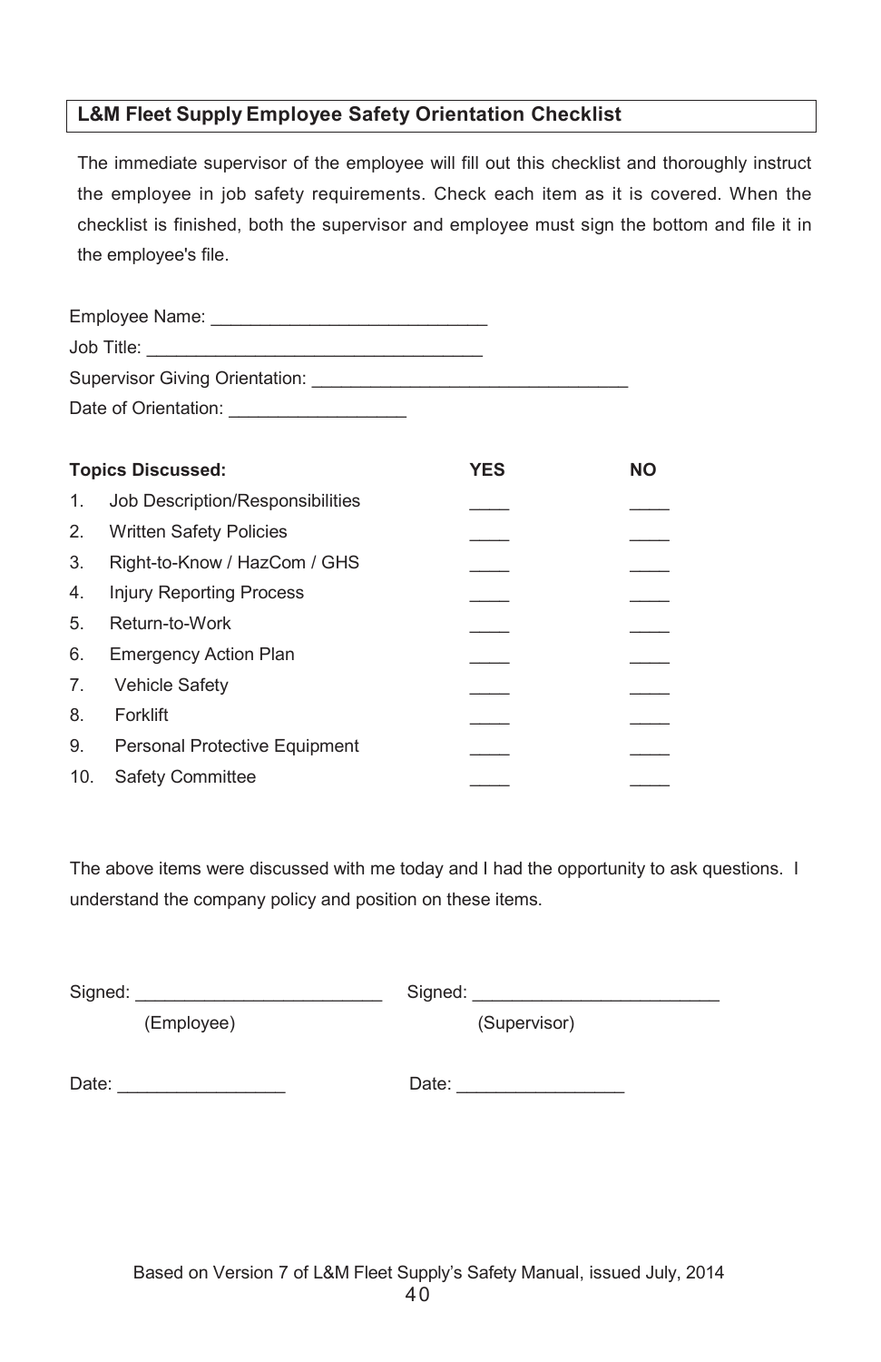## L&M Fleet Supply Employee Safety Orientation Checklist

The immediate supervisor of the employee will fill out this checklist and thoroughly instruct the employee in job safety requirements. Check each item as it is covered. When the checklist is finished, both the supervisor and employee must sign the bottom and file it in the employee's file.

Employee Name: ___________________________

Job Title: __________________________________

Supervisor Giving Orientation: ________________________________

Date of Orientation: _________________

| Topics Discussed: | YES | NO |
|---|---|---|
| 1. Job Description/Responsibilities | ____ | ____ |
| 2. Written Safety Policies | ____ | ____ |
| 3. Right-to-Know / HazCom / GHS | ____ | ____ |
| 4. Injury Reporting Process | ____ | ____ |
| 5. Return-to-Work | ____ | ____ |
| 6. Emergency Action Plan | ____ | ____ |
| 7. Vehicle Safety | ____ | ____ |
| 8. Forklift | ____ | ____ |
| 9. Personal Protective Equipment | ____ | ____ |
| 10. Safety Committee | ____ | ____ |

The above items were discussed with me today and I had the opportunity to ask questions. I understand the company policy and position on these items.

Signed: _________________________ (Employee)

Signed: _________________________ (Supervisor)

Date: _________________

Date: _________________

Based on Version 7 of L&M Fleet Supply's Safety Manual, issued July, 2014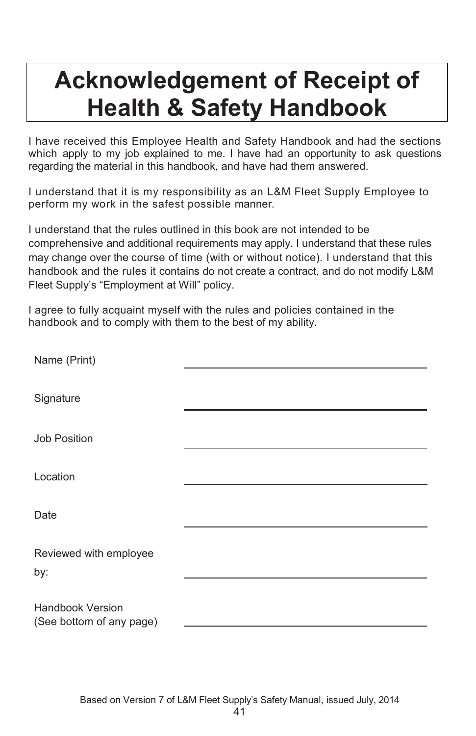# Acknowledgement of Receipt of Health & Safety Handbook

I have received this Employee Health and Safety Handbook and had the sections which apply to my job explained to me. I have had an opportunity to ask questions regarding the material in this handbook, and have had them answered.

I understand that it is my responsibility as an L&M Fleet Supply Employee to perform my work in the safest possible manner.

I understand that the rules outlined in this book are not intended to be comprehensive and additional requirements may apply. I understand that these rules may change over the course of time (with or without notice). I understand that this handbook and the rules it contains do not create a contract, and do not modify L&M Fleet Supply's "Employment at Will" policy.

I agree to fully acquaint myself with the rules and policies contained in the handbook and to comply with them to the best of my ability.

Name (Print) ______________________________

Signature ______________________________

Job Position ______________________________

Location ______________________________

Date ______________________________

Reviewed with employee by: ______________________________

Handbook Version (See bottom of any page) ______________________________

Based on Version 7 of L&M Fleet Supply's Safety Manual, issued July, 2014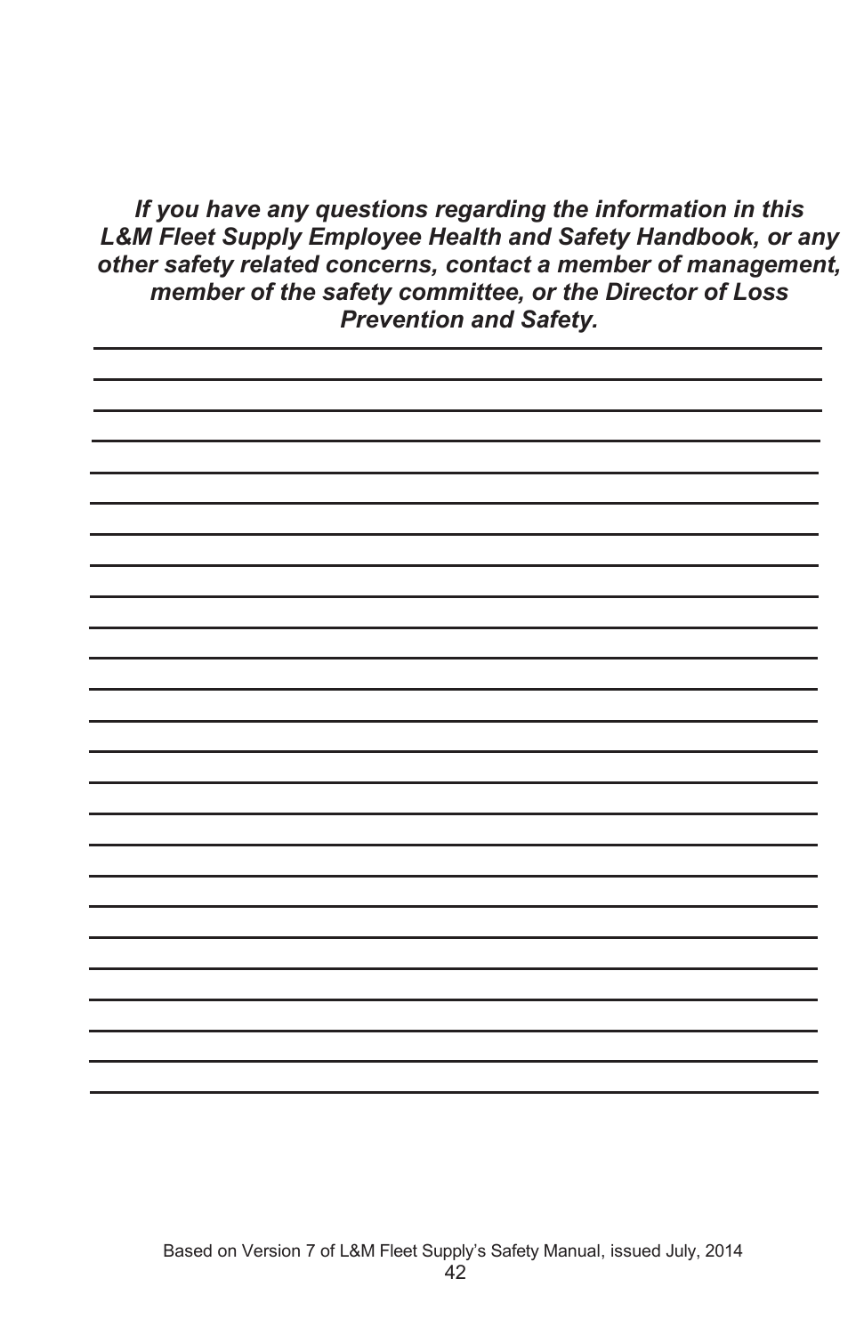***If you have any questions regarding the information in this L&M Fleet Supply Employee Health and Safety Handbook, or any other safety related concerns, contact a member of management, member of the safety committee, or the Director of Loss Prevention and Safety.***

Based on Version 7 of L&M Fleet Supply's Safety Manual, issued July, 2014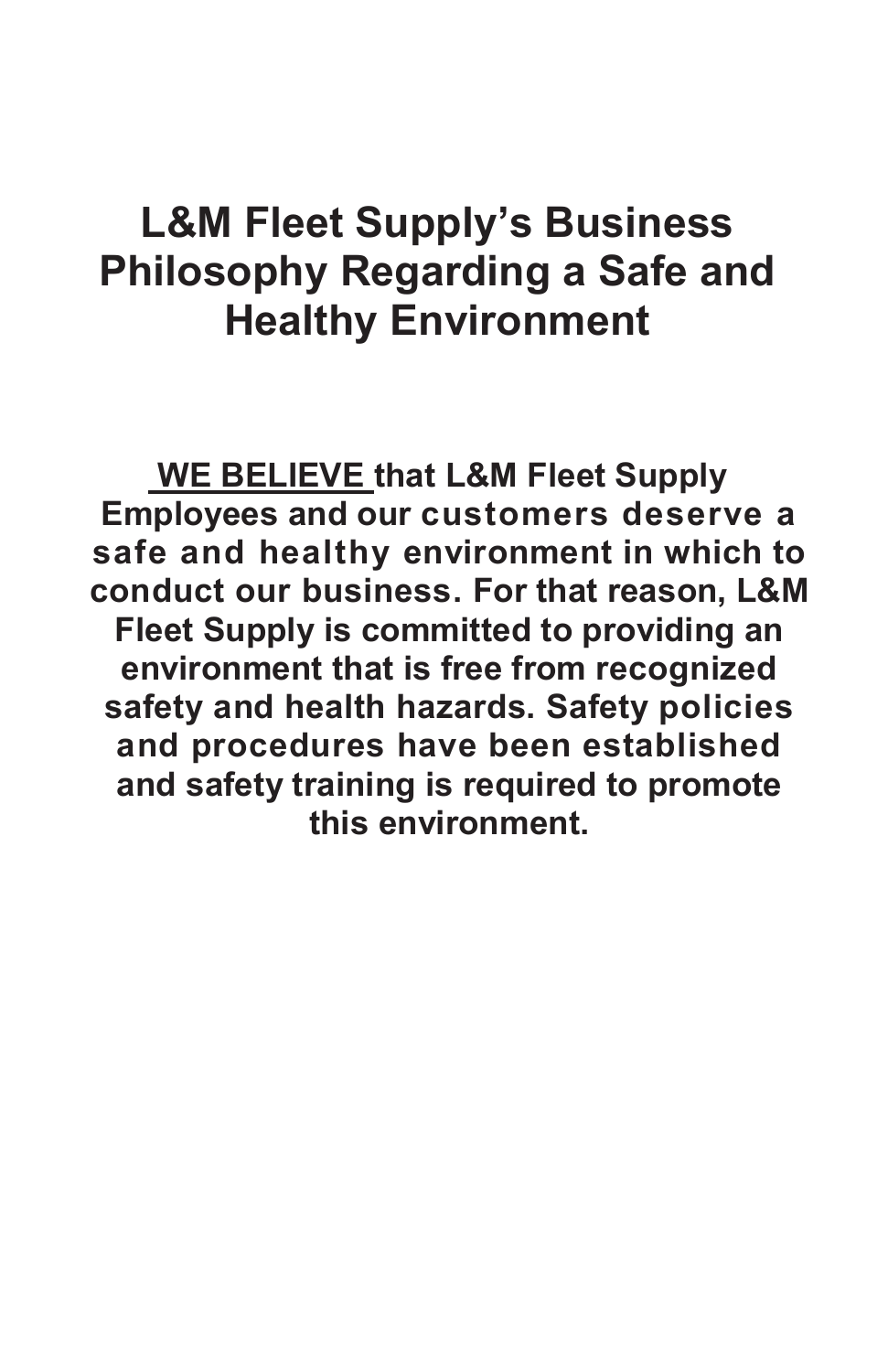# L&M Fleet Supply's Business Philosophy Regarding a Safe and Healthy Environment

**WE BELIEVE that L&M Fleet Supply Employees and our customers deserve a safe and healthy environment in which to conduct our business. For that reason, L&M Fleet Supply is committed to providing an environment that is free from recognized safety and health hazards. Safety policies and procedures have been established and safety training is required to promote this environment.**